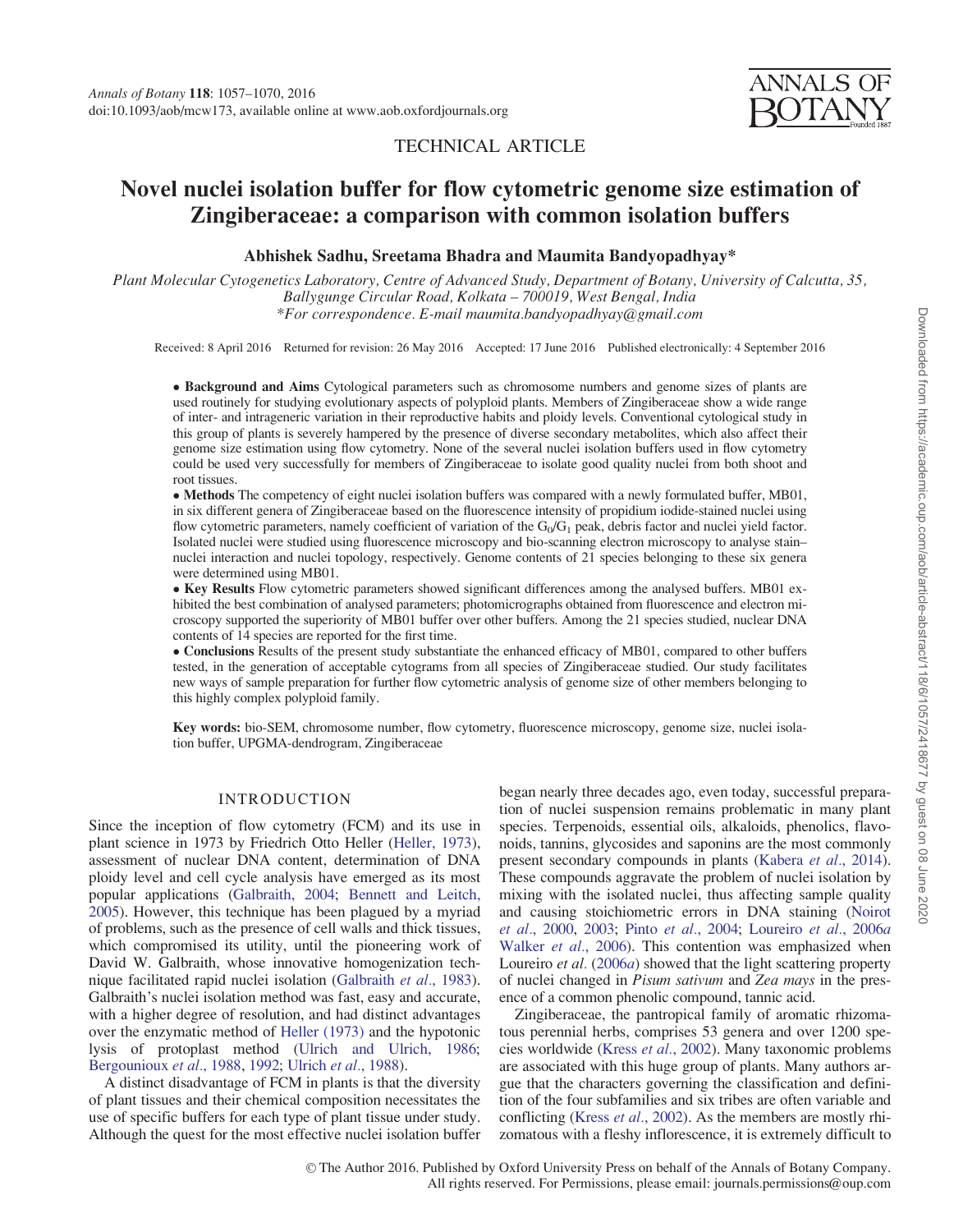TECHNICAL ARTICLE

# Novel nuclei isolation buffer for flow cytometric genome size estimation of Zingiberaceae: a comparison with common isolation buffers

**Abhishek Sadhu, Sreetama Bhadra and Maumita Bandyopadhyay***

*Plant Molecular Cytogenetics Laboratory, Centre of Advanced Study, Department of Botany, University of Calcutta, 35, Ballygunge Circular Road, Kolkata – 700019, West Bengal, India*
*\*For correspondence. E-mail maumita.bandyopadhyay@gmail.com*

Received: 8 April 2016 Returned for revision: 26 May 2016 Accepted: 17 June 2016 Published electronically: 4 September 2016

- **Background and Aims** Cytological parameters such as chromosome numbers and genome sizes of plants are used routinely for studying evolutionary aspects of polyploid plants. Members of Zingiberaceae show a wide range of inter- and intrageneric variation in their reproductive habits and ploidy levels. Conventional cytological study in this group of plants is severely hampered by the presence of diverse secondary metabolites, which also affect their genome size estimation using flow cytometry. None of the several nuclei isolation buffers used in flow cytometry could be used very successfully for members of Zingiberaceae to isolate good quality nuclei from both shoot and root tissues.
- **Methods** The competency of eight nuclei isolation buffers was compared with a newly formulated buffer, MB01, in six different genera of Zingiberaceae based on the fluorescence intensity of propidium iodide-stained nuclei using flow cytometric parameters, namely coefficient of variation of the $G_0/G_1$ peak, debris factor and nuclei yield factor. Isolated nuclei were studied using fluorescence microscopy and bio-scanning electron microscopy to analyse stain–nuclei interaction and nuclei topology, respectively. Genome contents of 21 species belonging to these six genera were determined using MB01.
- **Key Results** Flow cytometric parameters showed significant differences among the analysed buffers. MB01 exhibited the best combination of analysed parameters; photomicrographs obtained from fluorescence and electron microscopy supported the superiority of MB01 buffer over other buffers. Among the 21 species studied, nuclear DNA contents of 14 species are reported for the first time.
- **Conclusions** Results of the present study substantiate the enhanced efficacy of MB01, compared to other buffers tested, in the generation of acceptable cytograms from all species of Zingiberaceae studied. Our study facilitates new ways of sample preparation for further flow cytometric analysis of genome size of other members belonging to this highly complex polyploid family.

**Key words:** bio-SEM, chromosome number, flow cytometry, fluorescence microscopy, genome size, nuclei isolation buffer, UPGMA-dendrogram, Zingiberaceae

## INTRODUCTION

Since the inception of flow cytometry (FCM) and its use in plant science in 1973 by Friedrich Otto Heller (Heller, 1973), assessment of nuclear DNA content, determination of DNA ploidy level and cell cycle analysis have emerged as its most popular applications (Galbraith, 2004; Bennett and Leitch, 2005). However, this technique has been plagued by a myriad of problems, such as the presence of cell walls and thick tissues, which compromised its utility, until the pioneering work of David W. Galbraith, whose innovative homogenization technique facilitated rapid nuclei isolation (Galbraith *et al*., 1983). Galbraith's nuclei isolation method was fast, easy and accurate, with a higher degree of resolution, and had distinct advantages over the enzymatic method of Heller (1973) and the hypotonic lysis of protoplast method (Ulrich and Ulrich, 1986; Bergounioux *et al*., 1988, 1992; Ulrich *et al*., 1988).

A distinct disadvantage of FCM in plants is that the diversity of plant tissues and their chemical composition necessitates the use of specific buffers for each type of plant tissue under study. Although the quest for the most effective nuclei isolation buffer began nearly three decades ago, even today, successful preparation of nuclei suspension remains problematic in many plant species. Terpenoids, essential oils, alkaloids, phenolics, flavonoids, tannins, glycosides and saponins are the most commonly present secondary compounds in plants (Kabera *et al*., 2014). These compounds aggravate the problem of nuclei isolation by mixing with the isolated nuclei, thus affecting sample quality and causing stoichiometric errors in DNA staining (Noirot *et al*., 2000, 2003; Pinto *et al*., 2004; Loureiro *et al*., 2006*a* Walker *et al*., 2006). This contention was emphasized when Loureiro *et al*. (2006*a*) showed that the light scattering property of nuclei changed in *Pisum sativum* and *Zea mays* in the presence of a common phenolic compound, tannic acid.

Zingiberaceae, the pantropical family of aromatic rhizomatous perennial herbs, comprises 53 genera and over 1200 species worldwide (Kress *et al*., 2002). Many taxonomic problems are associated with this huge group of plants. Many authors argue that the characters governing the classification and definition of the four subfamilies and six tribes are often variable and conflicting (Kress *et al*., 2002). As the members are mostly rhizomatous with a fleshy inflorescence, it is extremely difficult to

© The Author 2016. Published by Oxford University Press on behalf of the Annals of Botany Company. All rights reserved. For Permissions, please email: journals.permissions@oup.com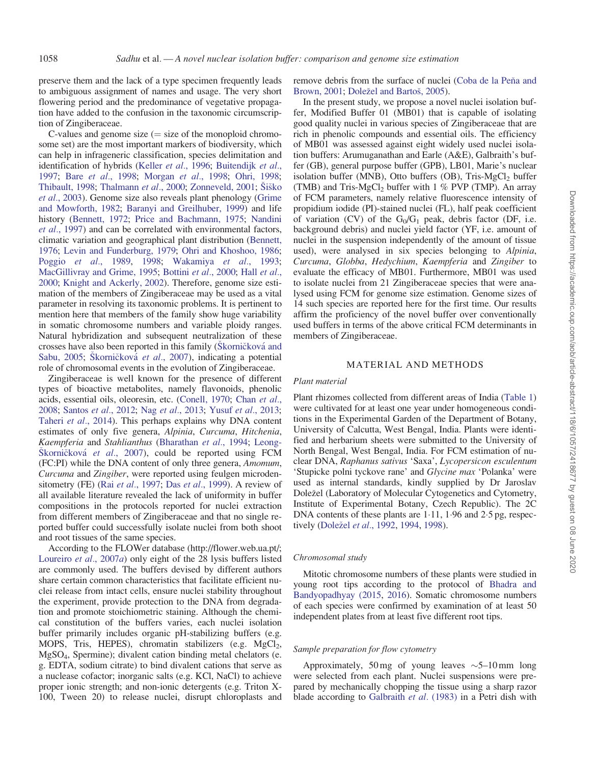preserve them and the lack of a type specimen frequently leads to ambiguous assignment of names and usage. The very short flowering period and the predominance of vegetative propagation have added to the confusion in the taxonomic circumscription of Zingiberaceae.

C-values and genome size (= size of the monoploid chromosome set) are the most important markers of biodiversity, which can help in infrageneric classification, species delimitation and identification of hybrids (Keller *et al*., 1996; Buitendijk *et al*., 1997; Bare *et al*., 1998; Morgan *et al*., 1998; Ohri, 1998; Thibault, 1998; Thalmann *et al*., 2000; Zonneveld, 2001; Šiško *et al*., 2003). Genome size also reveals plant phenology (Grime and Mowforth, 1982; Baranyi and Greilhuber, 1999) and life history (Bennett, 1972; Price and Bachmann, 1975; Nandini *et al*., 1997) and can be correlated with environmental factors, climatic variation and geographical plant distribution (Bennett, 1976; Levin and Funderburg, 1979; Ohri and Khoshoo, 1986; Poggio *et al*., 1989, 1998; Wakamiya *et al*., 1993; MacGillivray and Grime, 1995; Bottini *et al*., 2000; Hall *et al*., 2000; Knight and Ackerly, 2002). Therefore, genome size estimation of the members of Zingiberaceae may be used as a vital parameter in resolving its taxonomic problems. It is pertinent to mention here that members of the family show huge variability in somatic chromosome numbers and variable ploidy ranges. Natural hybridization and subsequent neutralization of these crosses have also been reported in this family (Škorničková and Sabu, 2005; Škorničková *et al*., 2007), indicating a potential role of chromosomal events in the evolution of Zingiberaceae.

Zingiberaceae is well known for the presence of different types of bioactive metabolites, namely flavonoids, phenolic acids, essential oils, oleoresin, etc. (Conell, 1970; Chan *et al*., 2008; Santos *et al*., 2012; Nag *et al*., 2013; Yusuf *et al*., 2013; Taheri *et al*., 2014). This perhaps explains why DNA content estimates of only five genera, *Alpinia*, *Curcuma*, *Hitchenia*, *Kaempferia* and *Stahlianthus* (Bharathan *et al*., 1994; Leong-Škorničková *et al*., 2007), could be reported using FCM (FC:PI) while the DNA content of only three genera, *Amomum*, *Curcuma* and *Zingiber*, were reported using feulgen microdensitometry (FE) (Rai *et al*., 1997; Das *et al*., 1999). A review of all available literature revealed the lack of uniformity in buffer compositions in the protocols reported for nuclei extraction from different members of Zingiberaceae and that no single reported buffer could successfully isolate nuclei from both shoot and root tissues of the same species.

According to the FLOWer database (http://flower.web.ua.pt/; Loureiro *et al*., 2007*a*) only eight of the 28 lysis buffers listed are commonly used. The buffers devised by different authors share certain common characteristics that facilitate efficient nuclei release from intact cells, ensure nuclei stability throughout the experiment, provide protection to the DNA from degradation and promote stoichiometric staining. Although the chemical constitution of the buffers varies, each nuclei isolation buffer primarily includes organic pH-stabilizing buffers (e.g. MOPS, Tris, HEPES), chromatin stabilizers (e.g. $MgCl_2$, $MgSO_4$, Spermine); divalent cation binding metal chelators (e. g. EDTA, sodium citrate) to bind divalent cations that serve as a nuclease cofactor; inorganic salts (e.g. KCl, NaCl) to achieve proper ionic strength; and non-ionic detergents (e.g. Triton X-100, Tween 20) to release nuclei, disrupt chloroplasts and remove debris from the surface of nuclei (Coba de la Peña and Brown, 2001; Doležel and Bartoš, 2005).

In the present study, we propose a novel nuclei isolation buffer, Modified Buffer 01 (MB01) that is capable of isolating good quality nuclei in various species of Zingiberaceae that are rich in phenolic compounds and essential oils. The efficiency of MB01 was assessed against eight widely used nuclei isolation buffers: Arumuganathan and Earle (A&E), Galbraith's buffer (GB), general purpose buffer (GPB), LB01, Marie's nuclear isolation buffer (MNB), Otto buffers (OB), Tris-$MgCl_2$ buffer (TMB) and Tris-$MgCl_2$ buffer with 1 % PVP (TMP). An array of FCM parameters, namely relative fluorescence intensity of propidium iodide (PI)-stained nuclei (FL), half peak coefficient of variation (CV) of the $G_0/G_1$ peak, debris factor (DF, i.e. background debris) and nuclei yield factor (YF, i.e. amount of nuclei in the suspension independently of the amount of tissue used), were analysed in six species belonging to *Alpinia*, *Curcuma*, *Globba*, *Hedychium*, *Kaempferia* and *Zingiber* to evaluate the efficacy of MB01. Furthermore, MB01 was used to isolate nuclei from 21 Zingiberaceae species that were analysed using FCM for genome size estimation. Genome sizes of 14 such species are reported here for the first time. Our results affirm the proficiency of the novel buffer over conventionally used buffers in terms of the above critical FCM determinants in members of Zingiberaceae.

## MATERIAL AND METHODS

### *Plant material*

Plant rhizomes collected from different areas of India (Table 1) were cultivated for at least one year under homogeneous conditions in the Experimental Garden of the Department of Botany, University of Calcutta, West Bengal, India. Plants were identified and herbarium sheets were submitted to the University of North Bengal, West Bengal, India. For FCM estimation of nuclear DNA, *Raphanus sativus* 'Saxa', *Lycopersicon esculentum* 'Stupicke polni tyckove rane' and *Glycine max* 'Polanka' were used as internal standards, kindly supplied by Dr Jaroslav Doležel (Laboratory of Molecular Cytogenetics and Cytometry, Institute of Experimental Botany, Czech Republic). The 2C DNA contents of these plants are 1·11, 1·96 and 2·5 pg, respectively (Doležel *et al*., 1992, 1994, 1998).

### *Chromosomal study*

Mitotic chromosome numbers of these plants were studied in young root tips according to the protocol of Bhadra and Bandyopadhyay (2015, 2016). Somatic chromosome numbers of each species were confirmed by examination of at least 50 independent plates from at least five different root tips.

### *Sample preparation for flow cytometry*

Approximately, 50 mg of young leaves ~5–10 mm long were selected from each plant. Nuclei suspensions were prepared by mechanically chopping the tissue using a sharp razor blade according to Galbraith *et al*. (1983) in a Petri dish with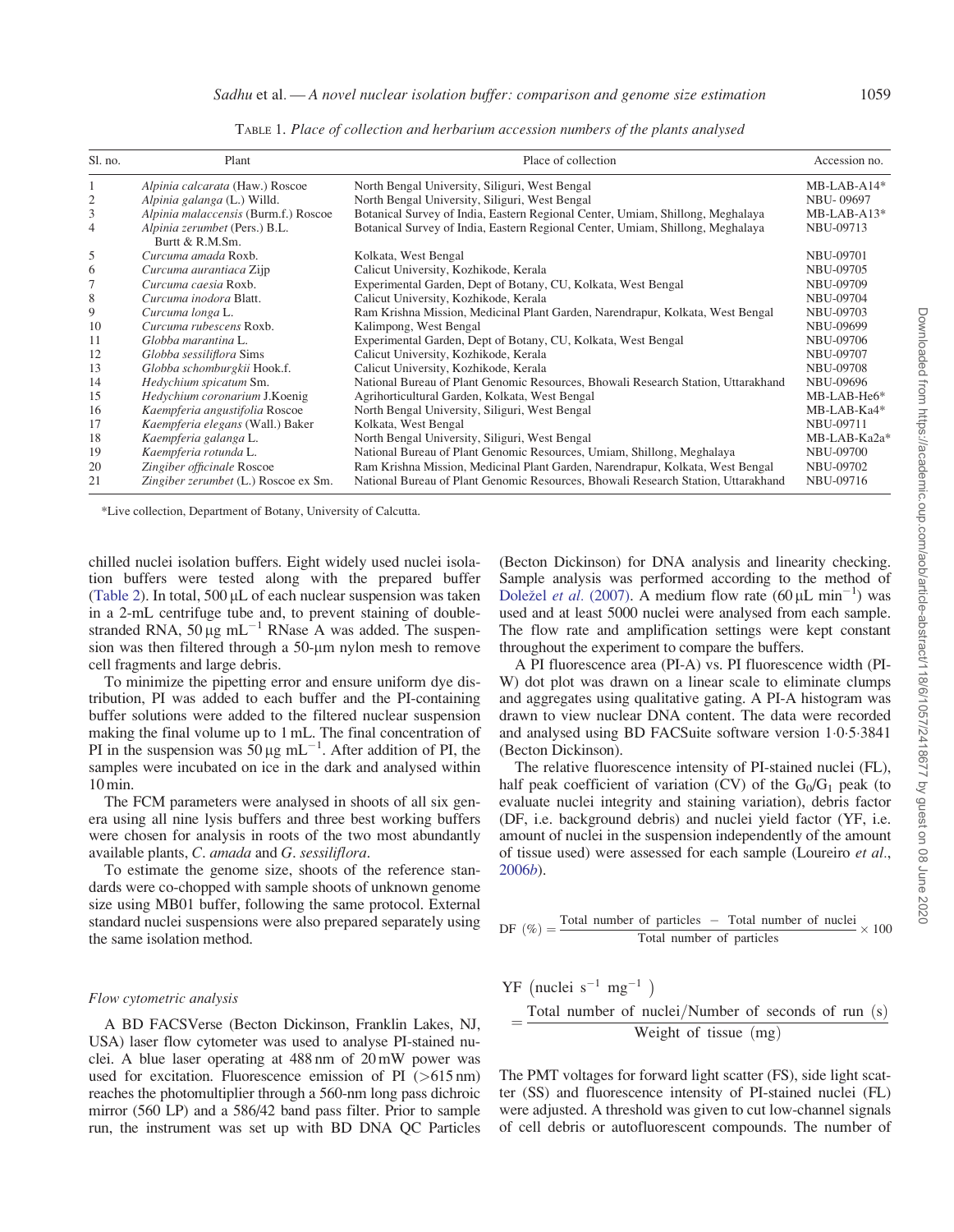TABLE 1. *Place of collection and herbarium accession numbers of the plants analysed*

| Sl. no. | Plant | Place of collection | Accession no. |
|---|---|---|---|
| 1 | *Alpinia calcarata* (Haw.) Roscoe | North Bengal University, Siliguri, West Bengal | MB-LAB-A14* |
| 2 | *Alpinia galanga* (L.) Willd. | North Bengal University, Siliguri, West Bengal | NBU- 09697 |
| 3 | *Alpinia malaccensis* (Burm.f.) Roscoe | Botanical Survey of India, Eastern Regional Center, Umiam, Shillong, Meghalaya | MB-LAB-A13* |
| 4 | *Alpinia zerumbet* (Pers.) B.L. Burtt & R.M.Sm. | Botanical Survey of India, Eastern Regional Center, Umiam, Shillong, Meghalaya | NBU-09713 |
| 5 | *Curcuma amada* Roxb. | Kolkata, West Bengal | NBU-09701 |
| 6 | *Curcuma aurantiaca* Zijp | Calicut University, Kozhikode, Kerala | NBU-09705 |
| 7 | *Curcuma caesia* Roxb. | Experimental Garden, Dept of Botany, CU, Kolkata, West Bengal | NBU-09709 |
| 8 | *Curcuma inodora* Blatt. | Calicut University, Kozhikode, Kerala | NBU-09704 |
| 9 | *Curcuma longa* L. | Ram Krishna Mission, Medicinal Plant Garden, Narendrapur, Kolkata, West Bengal | NBU-09703 |
| 10 | *Curcuma rubescens* Roxb. | Kalimpong, West Bengal | NBU-09699 |
| 11 | *Globba marantina* L. | Experimental Garden, Dept of Botany, CU, Kolkata, West Bengal | NBU-09706 |
| 12 | *Globba sessiliflora* Sims | Calicut University, Kozhikode, Kerala | NBU-09707 |
| 13 | *Globba schomburgkii* Hook.f. | Calicut University, Kozhikode, Kerala | NBU-09708 |
| 14 | *Hedychium spicatum* Sm. | National Bureau of Plant Genomic Resources, Bhowali Research Station, Uttarakhand | NBU-09696 |
| 15 | *Hedychium coronarium* J.Koenig | Agrihorticultural Garden, Kolkata, West Bengal | MB-LAB-He6* |
| 16 | *Kaempferia angustifolia* Roscoe | North Bengal University, Siliguri, West Bengal | MB-LAB-Ka4* |
| 17 | *Kaempferia elegans* (Wall.) Baker | Kolkata, West Bengal | NBU-09711 |
| 18 | *Kaempferia galanga* L. | North Bengal University, Siliguri, West Bengal | MB-LAB-Ka2a* |
| 19 | *Kaempferia rotunda* L. | National Bureau of Plant Genomic Resources, Umiam, Shillong, Meghalaya | NBU-09700 |
| 20 | *Zingiber officinale* Roscoe | Ram Krishna Mission, Medicinal Plant Garden, Narendrapur, Kolkata, West Bengal | NBU-09702 |
| 21 | *Zingiber zerumbet* (L.) Roscoe ex Sm. | National Bureau of Plant Genomic Resources, Bhowali Research Station, Uttarakhand | NBU-09716 |

*Live collection, Department of Botany, University of Calcutta.

chilled nuclei isolation buffers. Eight widely used nuclei isolation buffers were tested along with the prepared buffer (Table 2). In total, 500 μL of each nuclear suspension was taken in a 2-mL centrifuge tube and, to prevent staining of double-stranded RNA, 50 μg $mL^{-1}$ RNase A was added. The suspension was then filtered through a 50-μm nylon mesh to remove cell fragments and large debris.

To minimize the pipetting error and ensure uniform dye distribution, PI was added to each buffer and the PI-containing buffer solutions were added to the filtered nuclear suspension making the final volume up to 1 mL. The final concentration of PI in the suspension was 50 μg $mL^{-1}$. After addition of PI, the samples were incubated on ice in the dark and analysed within 10 min.

The FCM parameters were analysed in shoots of all six genera using all nine lysis buffers and three best working buffers were chosen for analysis in roots of the two most abundantly available plants, *C. amada* and *G. sessiliflora*.

To estimate the genome size, shoots of the reference standards were co-chopped with sample shoots of unknown genome size using MB01 buffer, following the same protocol. External standard nuclei suspensions were also prepared separately using the same isolation method.

### *Flow cytometric analysis*

A BD FACSVerse (Becton Dickinson, Franklin Lakes, NJ, USA) laser flow cytometer was used to analyse PI-stained nuclei. A blue laser operating at 488 nm of 20 mW power was used for excitation. Fluorescence emission of PI (>615 nm) reaches the photomultiplier through a 560-nm long pass dichroic mirror (560 LP) and a 586/42 band pass filter. Prior to sample run, the instrument was set up with BD DNA QC Particles (Becton Dickinson) for DNA analysis and linearity checking. Sample analysis was performed according to the method of Doležel *et al.* (2007). A medium flow rate (60 μL $min^{-1}$) was used and at least 5000 nuclei were analysed from each sample. The flow rate and amplification settings were kept constant throughout the experiment to compare the buffers.

A PI fluorescence area (PI-A) vs. PI fluorescence width (PI-W) dot plot was drawn on a linear scale to eliminate clumps and aggregates using qualitative gating. A PI-A histogram was drawn to view nuclear DNA content. The data were recorded and analysed using BD FACSuite software version 1·0·5·3841 (Becton Dickinson).

The relative fluorescence intensity of PI-stained nuclei (FL), half peak coefficient of variation (CV) of the $G_0/G_1$ peak (to evaluate nuclei integrity and staining variation), debris factor (DF, i.e. background debris) and nuclei yield factor (YF, i.e. amount of nuclei in the suspension independently of the amount of tissue used) were assessed for each sample (Loureiro *et al.*, 2006*b*).

$$\text{DF } (\%) = \frac{\text{Total number of particles } - \text{ Total number of nuclei}}{\text{Total number of particles}} \times 100$$

$$\text{YF } \left(\text{nuclei s}^{-1}\ \text{mg}^{-1}\right) = \frac{\text{Total number of nuclei/Number of seconds of run (s)}}{\text{Weight of tissue (mg)}}$$

The PMT voltages for forward light scatter (FS), side light scatter (SS) and fluorescence intensity of PI-stained nuclei (FL) were adjusted. A threshold was given to cut low-channel signals of cell debris or autofluorescent compounds. The number of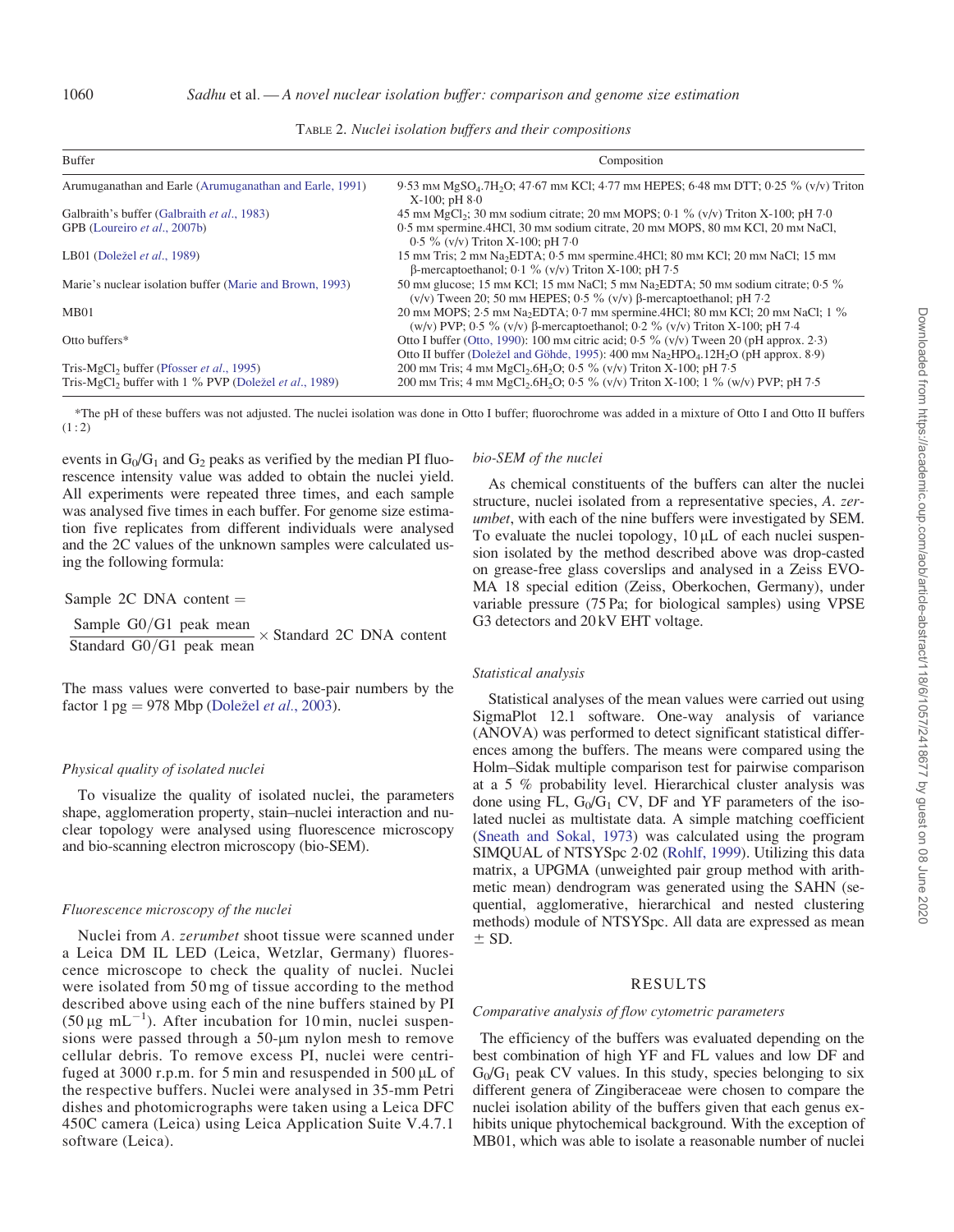TABLE 2. *Nuclei isolation buffers and their compositions*

| Buffer | Composition |
|---|---|
| Arumuganathan and Earle (Arumuganathan and Earle, 1991) | 9·53 mM $MgSO_4.7H_2O$; 47·67 mM KCl; 4·77 mM HEPES; 6·48 mM DTT; 0·25 % (v/v) Triton X-100; pH 8·0 |
| Galbraith's buffer (Galbraith *et al*., 1983) | 45 mM $MgCl_2$; 30 mM sodium citrate; 20 mM MOPS; 0·1 % (v/v) Triton X-100; pH 7·0 |
| GPB (Loureiro *et al*., 2007b) | 0·5 mM spermine.4HCl, 30 mM sodium citrate, 20 mM MOPS, 80 mM KCl, 20 mM NaCl, 0·5 % (v/v) Triton X-100; pH 7·0 |
| LB01 (Doležel *et al*., 1989) | 15 mM Tris; 2 mM $Na_2EDTA$; 0·5 mM spermine.4HCl; 80 mM KCl; 20 mM NaCl; 15 mM β-mercaptoethanol; 0·1 % (v/v) Triton X-100; pH 7·5 |
| Marie's nuclear isolation buffer (Marie and Brown, 1993) | 50 mM glucose; 15 mM KCl; 15 mM NaCl; 5 mM $Na_2EDTA$; 50 mM sodium citrate; 0·5 % (v/v) Tween 20; 50 mM HEPES; 0·5 % (v/v) β-mercaptoethanol; pH 7·2 |
| MB01 | 20 mM MOPS; 2·5 mM $Na_2EDTA$; 0·7 mM spermine.4HCl; 80 mM KCl; 20 mM NaCl; 1 % (w/v) PVP; 0·5 % (v/v) β-mercaptoethanol; 0·2 % (v/v) Triton X-100; pH 7·4 |
| Otto buffers* | Otto I buffer (Otto, 1990): 100 mM citric acid; 0·5 % (v/v) Tween 20 (pH approx. 2·3) Otto II buffer (Doležel and Göhde, 1995): 400 mM $Na_2HPO_4.12H_2O$ (pH approx. 8·9) |
| Tris-$MgCl_2$ buffer (Pfosser *et al*., 1995) | 200 mM Tris; 4 mM $MgCl_2.6H_2O$; 0·5 % (v/v) Triton X-100; pH 7·5 |
| Tris-$MgCl_2$ buffer with 1 % PVP (Doležel *et al*., 1989) | 200 mM Tris; 4 mM $MgCl_2.6H_2O$; 0·5 % (v/v) Triton X-100; 1 % (w/v) PVP; pH 7·5 |

*The pH of these buffers was not adjusted. The nuclei isolation was done in Otto I buffer; fluorochrome was added in a mixture of Otto I and Otto II buffers (1 : 2)

events in $G_0/G_1$ and $G_2$ peaks as verified by the median PI fluorescence intensity value was added to obtain the nuclei yield. All experiments were repeated three times, and each sample was analysed five times in each buffer. For genome size estimation five replicates from different individuals were analysed and the 2C values of the unknown samples were calculated using the following formula:

$$\text{Sample 2C DNA content} = \frac{\text{Sample G0/G1 peak mean}}{\text{Standard G0/G1 peak mean}} \times \text{Standard 2C DNA content}$$

The mass values were converted to base-pair numbers by the factor 1 pg = 978 Mbp (Doležel *et al*., 2003).

### *Physical quality of isolated nuclei*

To visualize the quality of isolated nuclei, the parameters shape, agglomeration property, stain–nuclei interaction and nuclear topology were analysed using fluorescence microscopy and bio-scanning electron microscopy (bio-SEM).

### *Fluorescence microscopy of the nuclei*

Nuclei from *A. zerumbet* shoot tissue were scanned under a Leica DM IL LED (Leica, Wetzlar, Germany) fluorescence microscope to check the quality of nuclei. Nuclei were isolated from 50 mg of tissue according to the method described above using each of the nine buffers stained by PI (50 µg $mL^{-1}$). After incubation for 10 min, nuclei suspensions were passed through a 50-µm nylon mesh to remove cellular debris. To remove excess PI, nuclei were centrifuged at 3000 r.p.m. for 5 min and resuspended in 500 µL of the respective buffers. Nuclei were analysed in 35-mm Petri dishes and photomicrographs were taken using a Leica DFC 450C camera (Leica) using Leica Application Suite V.4.7.1 software (Leica).

### *bio-SEM of the nuclei*

As chemical constituents of the buffers can alter the nuclei structure, nuclei isolated from a representative species, *A. zerumbet*, with each of the nine buffers were investigated by SEM. To visualize the nuclei topology, 10 µL of each nuclei suspension isolated by the method described above was drop-casted on grease-free glass coverslips and analysed in a Zeiss EVO-MA 18 special edition (Zeiss, Oberkochen, Germany), under variable pressure (75 Pa; for biological samples) using VPSE G3 detectors and 20 kV EHT voltage.

### *Statistical analysis*

Statistical analyses of the mean values were carried out using SigmaPlot 12.1 software. One-way analysis of variance (ANOVA) was performed to detect significant statistical differences among the buffers. The means were compared using the Holm–Sidak multiple comparison test for pairwise comparison at a 5 % probability level. Hierarchical cluster analysis was done using FL, $G_0/G_1$ CV, DF and YF parameters of the isolated nuclei as multistate data. A simple matching coefficient (Sneath and Sokal, 1973) was calculated using the program SIMQUAL of NTSYSpc 2·02 (Rohlf, 1999). Utilizing this data matrix, a UPGMA (unweighted pair group method with arithmetic mean) dendrogram was generated using the SAHN (sequential, agglomerative, hierarchical and nested clustering methods) module of NTSYSpc. All data are expressed as mean ± SD.

## RESULTS

### *Comparative analysis of flow cytometric parameters*

The efficiency of the buffers was evaluated depending on the best combination of high YF and FL values and low DF and $G_0/G_1$ peak CV values. In this study, species belonging to six different genera of Zingiberaceae were chosen to compare the nuclei isolation ability of the buffers given that each genus exhibits unique phytochemical background. With the exception of MB01, which was able to isolate a reasonable number of nuclei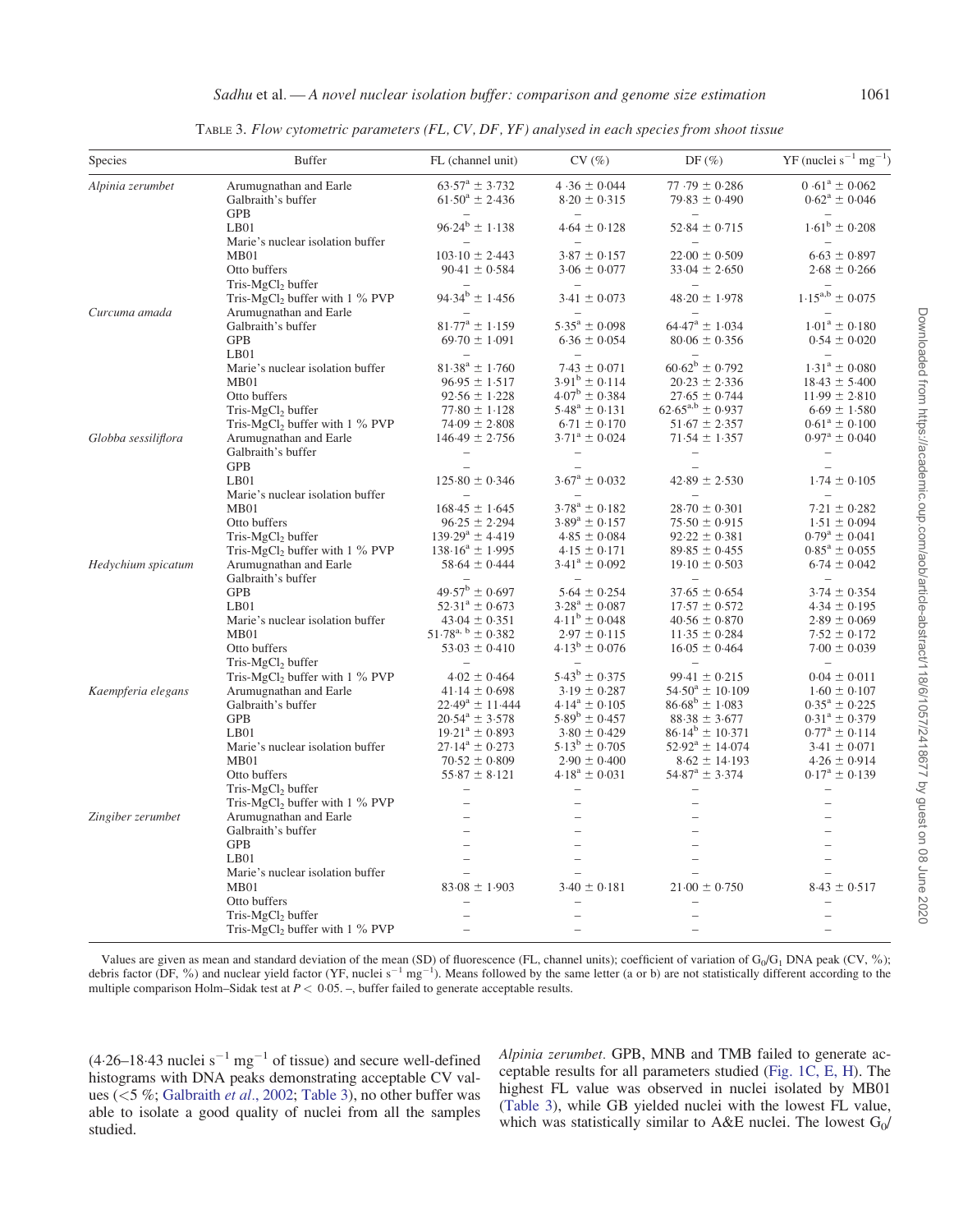TABLE 3. *Flow cytometric parameters (FL, CV, DF, YF) analysed in each species from shoot tissue*

| Species | Buffer | FL (channel unit) | CV (%) | DF (%) | YF (nuclei $s^{-1}$ $mg^{-1}$) |
|---|---|---|---|---|---|
| *Alpinia zerumbet* | Arumugnathan and Earle | $63.57^{a} \pm 3.732$ | $4.36 \pm 0.044$ | $77.79 \pm 0.286$ | $0.61^{a} \pm 0.062$ |
| | Galbraith's buffer | $61.50^{a} \pm 2.436$ | $8.20 \pm 0.315$ | $79.83 \pm 0.490$ | $0.62^{a} \pm 0.046$ |
| | GPB | – | – | – | – |
| | LB01 | $96.24^{b} \pm 1.138$ | $4.64 \pm 0.128$ | $52.84 \pm 0.715$ | $1.61^{b} \pm 0.208$ |
| | Marie's nuclear isolation buffer | – | – | – | – |
| | MB01 | $103.10 \pm 2.443$ | $3.87 \pm 0.157$ | $22.00 \pm 0.509$ | $6.63 \pm 0.897$ |
| | Otto buffers | $90.41 \pm 0.584$ | $3.06 \pm 0.077$ | $33.04 \pm 2.650$ | $2.68 \pm 0.266$ |
| | Tris-$MgCl_2$ buffer | – | – | – | – |
| | Tris-$MgCl_2$ buffer with 1 % PVP | $94.34^{b} \pm 1.456$ | $3.41 \pm 0.073$ | $48.20 \pm 1.978$ | $1.15^{a,b} \pm 0.075$ |
| *Curcuma amada* | Arumugnathan and Earle | – | – | – | – |
| | Galbraith's buffer | $81.77^{a} \pm 1.159$ | $5.35^{a} \pm 0.098$ | $64.47^{a} \pm 1.034$ | $1.01^{a} \pm 0.180$ |
| | GPB | $69.70 \pm 1.091$ | $6.36 \pm 0.054$ | $80.06 \pm 0.356$ | $0.54 \pm 0.020$ |
| | LB01 | – | – | – | – |
| | Marie's nuclear isolation buffer | $81.38^{a} \pm 1.760$ | $7.43 \pm 0.071$ | $60.62^{b} \pm 0.792$ | $1.31^{a} \pm 0.080$ |
| | MB01 | $96.95 \pm 1.517$ | $3.91^{b} \pm 0.114$ | $20.23 \pm 2.336$ | $18.43 \pm 5.400$ |
| | Otto buffers | $92.56 \pm 1.228$ | $4.07^{b} \pm 0.384$ | $27.65 \pm 0.744$ | $11.99 \pm 2.810$ |
| | Tris-$MgCl_2$ buffer | $77.80 \pm 1.128$ | $5.48^{a} \pm 0.131$ | $62.65^{a,b} \pm 0.937$ | $6.69 \pm 1.580$ |
| | Tris-$MgCl_2$ buffer with 1 % PVP | $74.09 \pm 2.808$ | $6.71 \pm 0.170$ | $51.67 \pm 2.357$ | $0.61^{a} \pm 0.100$ |
| *Globba sessiliflora* | Arumugnathan and Earle | $146.49 \pm 2.756$ | $3.71^{a} \pm 0.024$ | $71.54 \pm 1.357$ | $0.97^{a} \pm 0.040$ |
| | Galbraith's buffer | – | – | – | – |
| | GPB | – | – | – | – |
| | LB01 | $125.80 \pm 0.346$ | $3.67^{a} \pm 0.032$ | $42.89 \pm 2.530$ | $1.74 \pm 0.105$ |
| | Marie's nuclear isolation buffer | – | – | – | – |
| | MB01 | $168.45 \pm 1.645$ | $3.78^{a} \pm 0.182$ | $28.70 \pm 0.301$ | $7.21 \pm 0.282$ |
| | Otto buffers | $96.25 \pm 2.294$ | $3.89^{a} \pm 0.157$ | $75.50 \pm 0.915$ | $1.51 \pm 0.094$ |
| | Tris-$MgCl_2$ buffer | $139.29^{a} \pm 4.419$ | $4.85 \pm 0.084$ | $92.22 \pm 0.381$ | $0.79^{a} \pm 0.041$ |
| | Tris-$MgCl_2$ buffer with 1 % PVP | $138.16^{a} \pm 1.995$ | $4.15 \pm 0.171$ | $89.85 \pm 0.455$ | $0.85^{a} \pm 0.055$ |
| *Hedychium spicatum* | Arumugnathan and Earle | $58.64 \pm 0.444$ | $3.41^{a} \pm 0.092$ | $19.10 \pm 0.503$ | $6.74 \pm 0.042$ |
| | Galbraith's buffer | – | – | – | – |
| | GPB | $49.57^{b} \pm 0.697$ | $5.64 \pm 0.254$ | $37.65 \pm 0.654$ | $3.74 \pm 0.354$ |
| | LB01 | $52.31^{a} \pm 0.673$ | $3.28^{a} \pm 0.087$ | $17.57 \pm 0.572$ | $4.34 \pm 0.195$ |
| | Marie's nuclear isolation buffer | $43.04 \pm 0.351$ | $4.11^{b} \pm 0.048$ | $40.56 \pm 0.870$ | $2.89 \pm 0.069$ |
| | MB01 | $51.78^{a,b} \pm 0.382$ | $2.97 \pm 0.115$ | $11.35 \pm 0.284$ | $7.52 \pm 0.172$ |
| | Otto buffers | $53.03 \pm 0.410$ | $4.13^{b} \pm 0.076$ | $16.05 \pm 0.464$ | $7.00 \pm 0.039$ |
| | Tris-$MgCl_2$ buffer | – | – | – | – |
| | Tris-$MgCl_2$ buffer with 1 % PVP | $4.02 \pm 0.464$ | $5.43^{b} \pm 0.375$ | $99.41 \pm 0.215$ | $0.04 \pm 0.011$ |
| *Kaempferia elegans* | Arumugnathan and Earle | $41.14 \pm 0.698$ | $3.19 \pm 0.287$ | $54.50^{a} \pm 10.109$ | $1.60 \pm 0.107$ |
| | Galbraith's buffer | $22.49^{a} \pm 11.444$ | $4.14^{a} \pm 0.105$ | $86.68^{b} \pm 1.083$ | $0.35^{a} \pm 0.225$ |
| | GPB | $20.54^{a} \pm 3.578$ | $5.89^{b} \pm 0.457$ | $88.38 \pm 3.677$ | $0.31^{a} \pm 0.379$ |
| | LB01 | $19.21^{a} \pm 0.893$ | $3.80 \pm 0.429$ | $86.14^{b} \pm 10.371$ | $0.77^{a} \pm 0.114$ |
| | Marie's nuclear isolation buffer | $27.14^{a} \pm 0.273$ | $5.13^{b} \pm 0.705$ | $52.92^{a} \pm 14.074$ | $3.41 \pm 0.071$ |
| | MB01 | $70.52 \pm 0.809$ | $2.90 \pm 0.400$ | $8.62 \pm 14.193$ | $4.26 \pm 0.914$ |
| | Otto buffers | $55.87 \pm 8.121$ | $4.18^{a} \pm 0.031$ | $54.87^{a} \pm 3.374$ | $0.17^{a} \pm 0.139$ |
| | Tris-$MgCl_2$ buffer | – | – | – | – |
| | Tris-$MgCl_2$ buffer with 1 % PVP | – | – | – | – |
| *Zingiber zerumbet* | Arumugnathan and Earle | – | – | – | – |
| | Galbraith's buffer | – | – | – | – |
| | GPB | – | – | – | – |
| | LB01 | – | – | – | – |
| | Marie's nuclear isolation buffer | – | – | – | – |
| | MB01 | $83.08 \pm 1.903$ | $3.40 \pm 0.181$ | $21.00 \pm 0.750$ | $8.43 \pm 0.517$ |
| | Otto buffers | – | – | – | – |
| | Tris-$MgCl_2$ buffer | – | – | – | – |
| | Tris-$MgCl_2$ buffer with 1 % PVP | – | – | – | – |

Values are given as mean and standard deviation of the mean (SD) of fluorescence (FL, channel units); coefficient of variation of $G_0/G_1$ DNA peak (CV, %); debris factor (DF, %) and nuclear yield factor (YF, nuclei $s^{-1}$ $mg^{-1}$). Means followed by the same letter (a or b) are not statistically different according to the multiple comparison Holm–Sidak test at $P < 0.05$. –, buffer failed to generate acceptable results.

(4·26–18·43 nuclei $s^{-1}$ $mg^{-1}$ of tissue) and secure well-defined histograms with DNA peaks demonstrating acceptable CV values (<5 %; Galbraith *et al*., 2002; Table 3), no other buffer was able to isolate a good quality of nuclei from all the samples studied.

*Alpinia zerumbet*. GPB, MNB and TMB failed to generate acceptable results for all parameters studied (Fig. 1C, E, H). The highest FL value was observed in nuclei isolated by MB01 (Table 3), while GB yielded nuclei with the lowest FL value, which was statistically similar to A&E nuclei. The lowest $G_0$/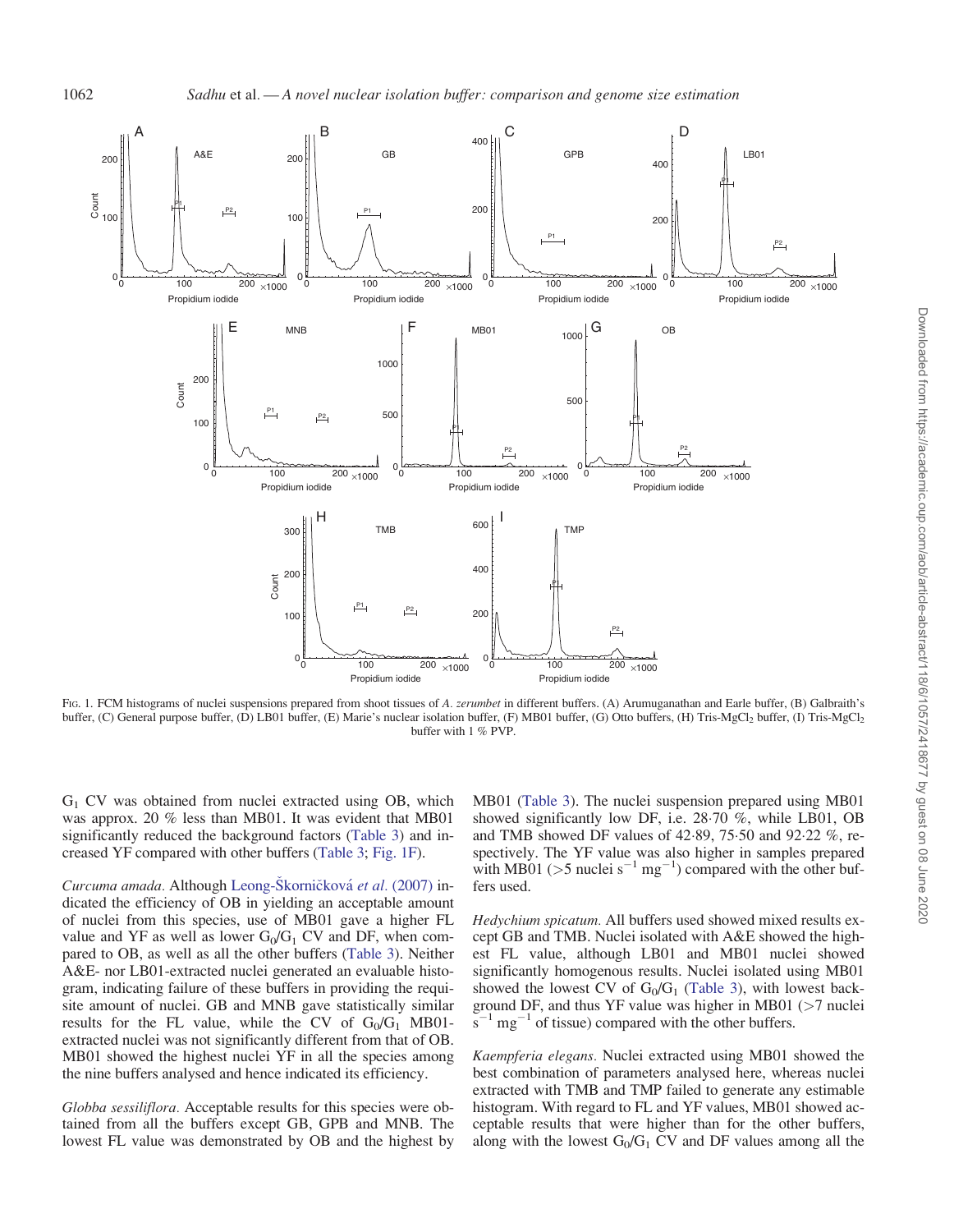FIG. 1. FCM histograms of nuclei suspensions prepared from shoot tissues of *A. zerumbet* in different buffers. (A) Arumuganathan and Earle buffer, (B) Galbraith's buffer, (C) General purpose buffer, (D) LB01 buffer, (E) Marie's nuclear isolation buffer, (F) MB01 buffer, (G) Otto buffers, (H) Tris-$MgCl_2$ buffer, (I) Tris-$MgCl_2$ buffer with 1 % PVP.

$G_1$ CV was obtained from nuclei extracted using OB, which was approx. 20 % less than MB01. It was evident that MB01 significantly reduced the background factors (Table 3) and increased YF compared with other buffers (Table 3; Fig. 1F).

*Curcuma amada.* Although Leong-Škorničková *et al.* (2007) indicated the efficiency of OB in yielding an acceptable amount of nuclei from this species, use of MB01 gave a higher FL value and YF as well as lower $G_0/G_1$ CV and DF, when compared to OB, as well as all the other buffers (Table 3). Neither A&E- nor LB01-extracted nuclei generated an evaluable histogram, indicating failure of these buffers in providing the requisite amount of nuclei. GB and MNB gave statistically similar results for the FL value, while the CV of $G_0/G_1$ MB01-extracted nuclei was not significantly different from that of OB. MB01 showed the highest nuclei YF in all the species among the nine buffers analysed and hence indicated its efficiency.

*Globba sessiliflora.* Acceptable results for this species were obtained from all the buffers except GB, GPB and MNB. The lowest FL value was demonstrated by OB and the highest by MB01 (Table 3). The nuclei suspension prepared using MB01 showed significantly low DF, i.e. 28·70 %, while LB01, OB and TMB showed DF values of 42·89, 75·50 and 92·22 %, respectively. The YF value was also higher in samples prepared with MB01 (>5 nuclei $s^{-1}$ $mg^{-1}$) compared with the other buffers used.

*Hedychium spicatum.* All buffers used showed mixed results except GB and TMB. Nuclei isolated with A&E showed the highest FL value, although LB01 and MB01 nuclei showed significantly homogenous results. Nuclei isolated using MB01 showed the lowest CV of $G_0/G_1$ (Table 3), with lowest background DF, and thus YF value was higher in MB01 (>7 nuclei $s^{-1}$ $mg^{-1}$ of tissue) compared with the other buffers.

*Kaempferia elegans.* Nuclei extracted using MB01 showed the best combination of parameters analysed here, whereas nuclei extracted with TMB and TMP failed to generate any estimable histogram. With regard to FL and YF values, MB01 showed acceptable results that were higher than for the other buffers, along with the lowest $G_0/G_1$ CV and DF values among all the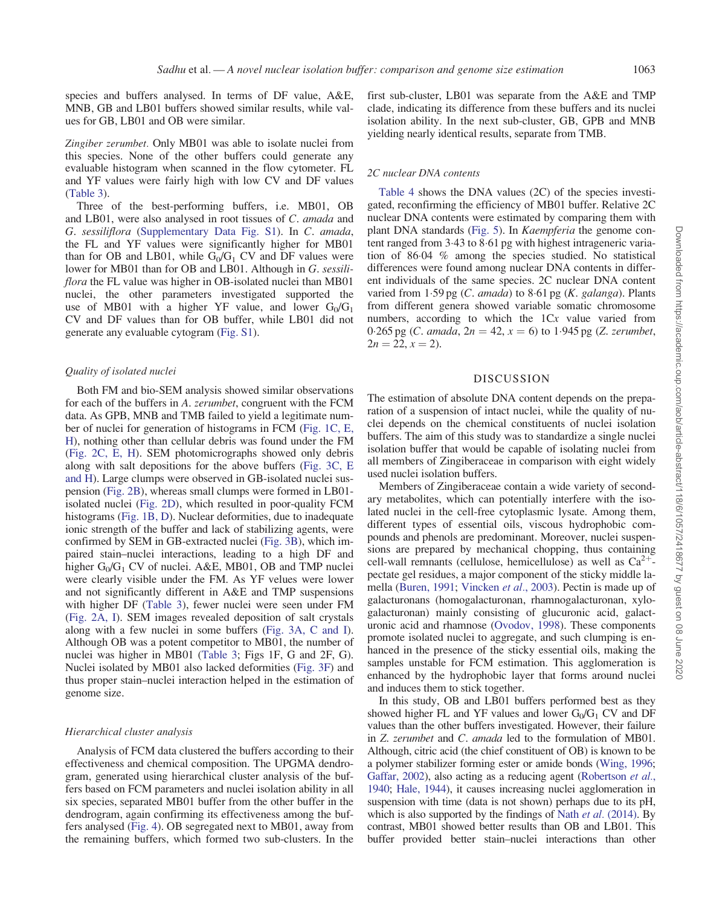species and buffers analysed. In terms of DF value, A&E, MNB, GB and LB01 buffers showed similar results, while values for GB, LB01 and OB were similar.

*Zingiber zerumbet.* Only MB01 was able to isolate nuclei from this species. None of the other buffers could generate any evaluable histogram when scanned in the flow cytometer. FL and YF values were fairly high with low CV and DF values (Table 3).

Three of the best-performing buffers, i.e. MB01, OB and LB01, were also analysed in root tissues of *C. amada* and *G. sessiliflora* (Supplementary Data Fig. S1). In *C. amada*, the FL and YF values were significantly higher for MB01 than for OB and LB01, while $G_0/G_1$ CV and DF values were lower for MB01 than for OB and LB01. Although in *G. sessiliflora* the FL value was higher in OB-isolated nuclei than MB01 nuclei, the other parameters investigated supported the use of MB01 with a higher YF value, and lower $G_0/G_1$ CV and DF values than for OB buffer, while LB01 did not generate any evaluable cytogram (Fig. S1).

### Quality of isolated nuclei

Both FM and bio-SEM analysis showed similar observations for each of the buffers in *A. zerumbet*, congruent with the FCM data. As GPB, MNB and TMB failed to yield a legitimate number of nuclei for generation of histograms in FCM (Fig. 1C, E, H), nothing other than cellular debris was found under the FM (Fig. 2C, E, H). SEM photomicrographs showed only debris along with salt depositions for the above buffers (Fig. 3C, E and H). Large clumps were observed in GB-isolated nuclei suspension (Fig. 2B), whereas small clumps were formed in LB01-isolated nuclei (Fig. 2D), which resulted in poor-quality FCM histograms (Fig. 1B, D). Nuclear deformities, due to inadequate ionic strength of the buffer and lack of stabilizing agents, were confirmed by SEM in GB-extracted nuclei (Fig. 3B), which impaired stain–nuclei interactions, leading to a high DF and higher $G_0/G_1$ CV of nuclei. A&E, MB01, OB and TMP nuclei were clearly visible under the FM. As YF velues were lower and not significantly different in A&E and TMP suspensions with higher DF (Table 3), fewer nuclei were seen under FM (Fig. 2A, I). SEM images revealed deposition of salt crystals along with a few nuclei in some buffers (Fig. 3A, C and I). Although OB was a potent competitor to MB01, the number of nuclei was higher in MB01 (Table 3; Figs 1F, G and 2F, G). Nuclei isolated by MB01 also lacked deformities (Fig. 3F) and thus proper stain–nuclei interaction helped in the estimation of genome size.

### Hierarchical cluster analysis

Analysis of FCM data clustered the buffers according to their effectiveness and chemical composition. The UPGMA dendrogram, generated using hierarchical cluster analysis of the buffers based on FCM parameters and nuclei isolation ability in all six species, separated MB01 buffer from the other buffer in the dendrogram, again confirming its effectiveness among the buffers analysed (Fig. 4). OB segregated next to MB01, away from the remaining buffers, which formed two sub-clusters. In the first sub-cluster, LB01 was separate from the A&E and TMP clade, indicating its difference from these buffers and its nuclei isolation ability. In the next sub-cluster, GB, GPB and MNB yielding nearly identical results, separate from TMB.

### 2C nuclear DNA contents

Table 4 shows the DNA values (2C) of the species investigated, reconfirming the efficiency of MB01 buffer. Relative 2C nuclear DNA contents were estimated by comparing them with plant DNA standards (Fig. 5). In *Kaempferia* the genome content ranged from 3·43 to 8·61 pg with highest intrageneric variation of 86·04 % among the species studied. No statistical differences were found among nuclear DNA contents in different individuals of the same species. 2C nuclear DNA content varied from 1·59 pg (*C. amada*) to 8·61 pg (*K. galanga*). Plants from different genera showed variable somatic chromosome numbers, according to which the 1C*x* value varied from 0·265 pg (*C. amada*, $2n = 42$, $x = 6$) to 1·945 pg (*Z. zerumbet*, $2n = 22$, $x = 2$).

## DISCUSSION

The estimation of absolute DNA content depends on the preparation of a suspension of intact nuclei, while the quality of nuclei depends on the chemical constituents of nuclei isolation buffers. The aim of this study was to standardize a single nuclei isolation buffer that would be capable of isolating nuclei from all members of Zingiberaceae in comparison with eight widely used nuclei isolation buffers.

Members of Zingiberaceae contain a wide variety of secondary metabolites, which can potentially interfere with the isolated nuclei in the cell-free cytoplasmic lysate. Among them, different types of essential oils, viscous hydrophobic compounds and phenols are predominant. Moreover, nuclei suspensions are prepared by mechanical chopping, thus containing cell-wall remnants (cellulose, hemicellulose) as well as $Ca^{2+}$-pectate gel residues, a major component of the sticky middle lamella (Buren, 1991; Vincken *et al.*, 2003). Pectin is made up of galacturonans (homogalacturonan, rhamnogalacturonan, xylogalacturonan) mainly consisting of glucuronic acid, galacturonic acid and rhamnose (Ovodov, 1998). These components promote isolated nuclei to aggregate, and such clumping is enhanced in the presence of the sticky essential oils, making the samples unstable for FCM estimation. This agglomeration is enhanced by the hydrophobic layer that forms around nuclei and induces them to stick together.

In this study, OB and LB01 buffers performed best as they showed higher FL and YF values and lower $G_0/G_1$ CV and DF values than the other buffers investigated. However, their failure in *Z. zerumbet* and *C. amada* led to the formulation of MB01. Although, citric acid (the chief constituent of OB) is known to be a polymer stabilizer forming ester or amide bonds (Wing, 1996; Gaffar, 2002), also acting as a reducing agent (Robertson *et al.*, 1940; Hale, 1944), it causes increasing nuclei agglomeration in suspension with time (data is not shown) perhaps due to its pH, which is also supported by the findings of Nath *et al.* (2014). By contrast, MB01 showed better results than OB and LB01. This buffer provided better stain–nuclei interactions than other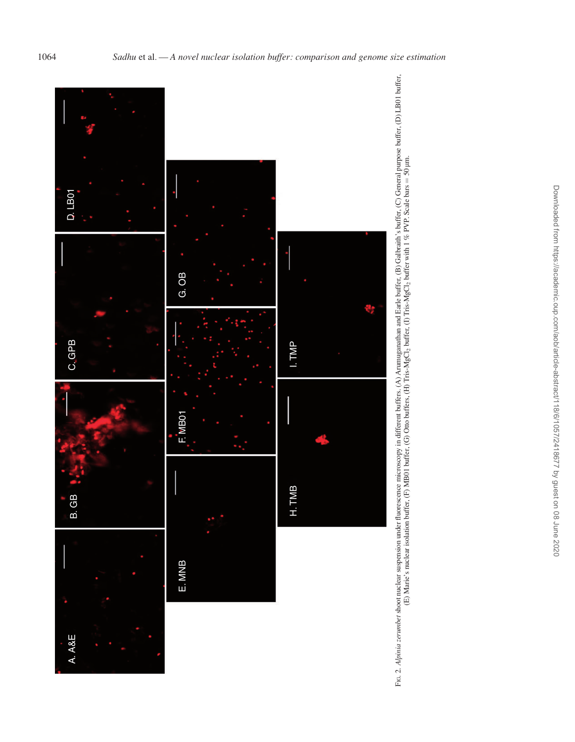FIG. 2. *Alpinia zerumbet* shoot nuclear suspension under fluorescence microscopy in different buffers. (A) Arumuganathan and Earle buffer, (B) Galbraith's buffer, (C) General purpose buffer, (D) LB01 buffer, (E) Marie's nuclear isolation buffer, (F) MB01 buffer, (G) Otto buffers, (H) Tris-$MgCl_2$ buffer, (I) Tris-$MgCl_2$ buffer with 1 % PVP. Scale bars = 50 µm.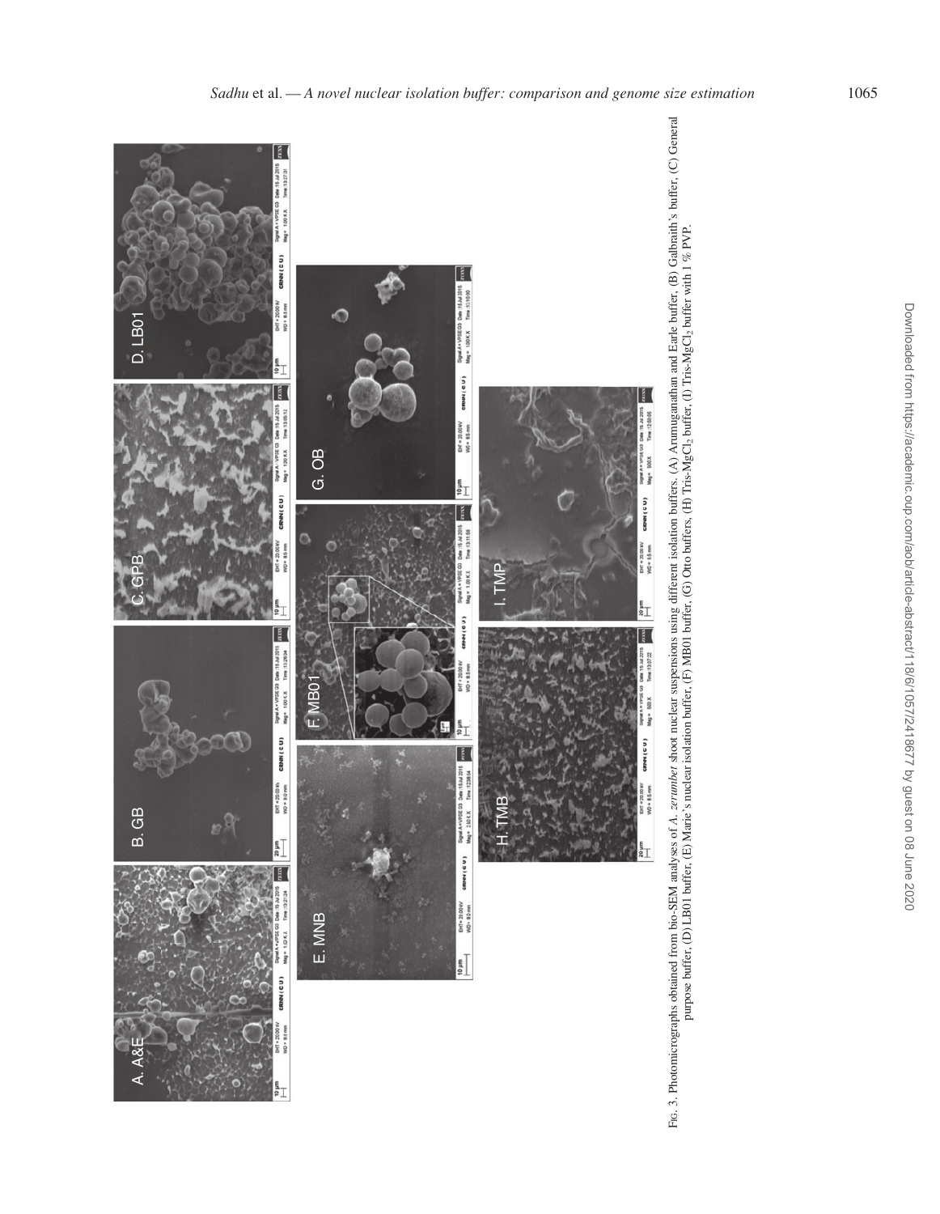Fig. 3. Photomicrographs obtained from bio-SEM analyses of *A. zerumbet* shoot nuclear suspensions using different isolation buffers. (A) Arumuganathan and Earle buffer, (B) Galbraith's buffer, (C) General purpose buffer, (D) LB01 buffer, (E) Marie's nuclear isolation buffer, (F) MB01 buffer, (G) Otto buffers, (H) Tris-$MgCl_2$ buffer, (I) Tris-$MgCl_2$ buffer with 1 % PVP.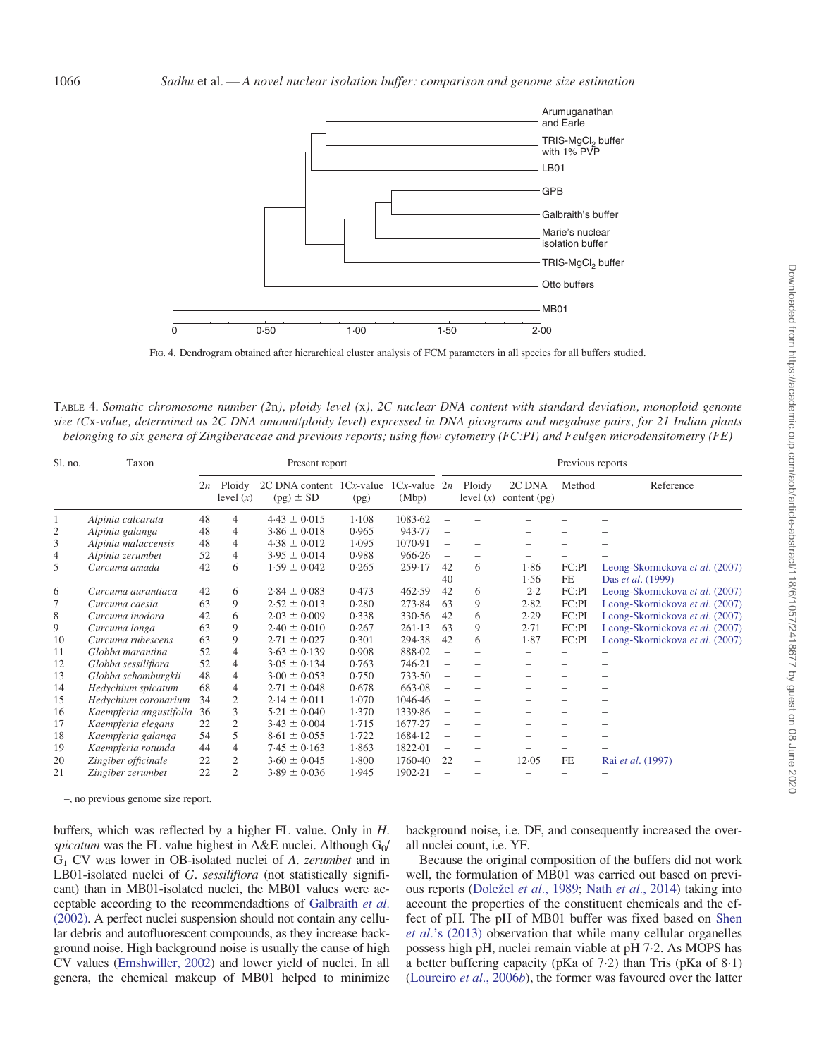Fig. 4. Dendrogram obtained after hierarchical cluster analysis of FCM parameters in all species for all buffers studied.

Table 4. *Somatic chromosome number (2*n*), ploidy level (*x*), 2C nuclear DNA content with standard deviation, monoploid genome size (C*x*-value, determined as 2C DNA amount/ploidy level) expressed in DNA picograms and megabase pairs, for 21 Indian plants belonging to six genera of Zingiberaceae and previous reports; using flow cytometry (FC:PI) and Feulgen microdensitometry (FE)*

| Sl. no. | Taxon | Present report | | | | | Previous reports | | | | |
|---|---|---|---|---|---|---|---|---|---|---|---|
| | | 2*n* | Ploidy level (*x*) | 2C DNA content (pg) ± SD | 1C*x*-value (pg) | 1C*x*-value (Mbp) | 2*n* | Ploidy level (*x*) | 2C DNA content (pg) | Method | Reference |
| 1 | *Alpinia calcarata* | 48 | 4 | 4·43 ± 0·015 | 1·108 | 1083·62 | – | – | – | – | – |
| 2 | *Alpinia galanga* | 48 | 4 | 3·86 ± 0·018 | 0·965 | 943·77 | – | – | – | – | – |
| 3 | *Alpinia malaccensis* | 48 | 4 | 4·38 ± 0·012 | 1·095 | 1070·91 | – | – | – | – | – |
| 4 | *Alpinia zerumbet* | 52 | 4 | 3·95 ± 0·014 | 0·988 | 966·26 | – | – | – | – | – |
| 5 | *Curcuma amada* | 42 | 6 | 1·59 ± 0·042 | 0·265 | 259·17 | 42 | 6 | 1·86 | FC:PI | Leong-Skornickova *et al.* (2007) |
| | | | | | | | 40 | – | 1·56 | FE | Das *et al.* (1999) |
| 6 | *Curcuma aurantiaca* | 42 | 6 | 2·84 ± 0·083 | 0·473 | 462·59 | 42 | 6 | 2·2 | FC:PI | Leong-Skornickova *et al.* (2007) |
| 7 | *Curcuma caesia* | 63 | 9 | 2·52 ± 0·013 | 0·280 | 273·84 | 63 | 9 | 2·82 | FC:PI | Leong-Skornickova *et al.* (2007) |
| 8 | *Curcuma inodora* | 42 | 6 | 2·03 ± 0·009 | 0·338 | 330·56 | 42 | 6 | 2·29 | FC:PI | Leong-Skornickova *et al.* (2007) |
| 9 | *Curcuma longa* | 63 | 9 | 2·40 ± 0·010 | 0·267 | 261·13 | 63 | 9 | 2·71 | FC:PI | Leong-Skornickova *et al.* (2007) |
| 10 | *Curcuma rubescens* | 63 | 9 | 2·71 ± 0·027 | 0·301 | 294·38 | 42 | 6 | 1·87 | FC:PI | Leong-Skornickova *et al.* (2007) |
| 11 | *Globba marantina* | 52 | 4 | 3·63 ± 0·139 | 0·908 | 888·02 | – | – | – | – | – |
| 12 | *Globba sessiliflora* | 52 | 4 | 3·05 ± 0·134 | 0·763 | 746·21 | – | – | – | – | – |
| 13 | *Globba schomburgkii* | 48 | 4 | 3·00 ± 0·053 | 0·750 | 733·50 | – | – | – | – | – |
| 14 | *Hedychium spicatum* | 68 | 4 | 2·71 ± 0·048 | 0·678 | 663·08 | – | – | – | – | – |
| 15 | *Hedychium coronarium* | 34 | 2 | 2·14 ± 0·011 | 1·070 | 1046·46 | – | – | – | – | – |
| 16 | *Kaempferia angustifolia* | 36 | 3 | 5·21 ± 0·040 | 1·370 | 1339·86 | – | – | – | – | – |
| 17 | *Kaempferia elegans* | 22 | 2 | 3·43 ± 0·004 | 1·715 | 1677·27 | – | – | – | – | – |
| 18 | *Kaempferia galanga* | 54 | 5 | 8·61 ± 0·055 | 1·722 | 1684·12 | – | – | – | – | – |
| 19 | *Kaempferia rotunda* | 44 | 4 | 7·45 ± 0·163 | 1·863 | 1822·01 | – | – | – | – | – |
| 20 | *Zingiber officinale* | 22 | 2 | 3·60 ± 0·045 | 1·800 | 1760·40 | 22 | – | 12·05 | FE | Rai *et al.* (1997) |
| 21 | *Zingiber zerumbet* | 22 | 2 | 3·89 ± 0·036 | 1·945 | 1902·21 | – | – | – | – | – |

–, no previous genome size report.

buffers, which was reflected by a higher FL value. Only in *H. spicatum* was the FL value highest in A&E nuclei. Although $G_0$/$G_1$ CV was lower in OB-isolated nuclei of *A. zerumbet* and in LB01-isolated nuclei of *G. sessiliflora* (not statistically significant) than in MB01-isolated nuclei, the MB01 values were acceptable according to the recommendadtions of Galbraith *et al.* (2002). A perfect nuclei suspension should not contain any cellular debris and autofluorescent compounds, as they increase background noise. High background noise is usually the cause of high CV values (Emshwiller, 2002) and lower yield of nuclei. In all genera, the chemical makeup of MB01 helped to minimize background noise, i.e. DF, and consequently increased the overall nuclei count, i.e. YF.

Because the original composition of the buffers did not work well, the formulation of MB01 was carried out based on previous reports (Doležel *et al.*, 1989; Nath *et al.*, 2014) taking into account the properties of the constituent chemicals and the effect of pH. The pH of MB01 buffer was fixed based on Shen *et al.*'s (2013) observation that while many cellular organelles possess high pH, nuclei remain viable at pH 7·2. As MOPS has a better buffering capacity (pKa of 7·2) than Tris (pKa of 8·1) (Loureiro *et al.*, 2006*b*), the former was favoured over the latter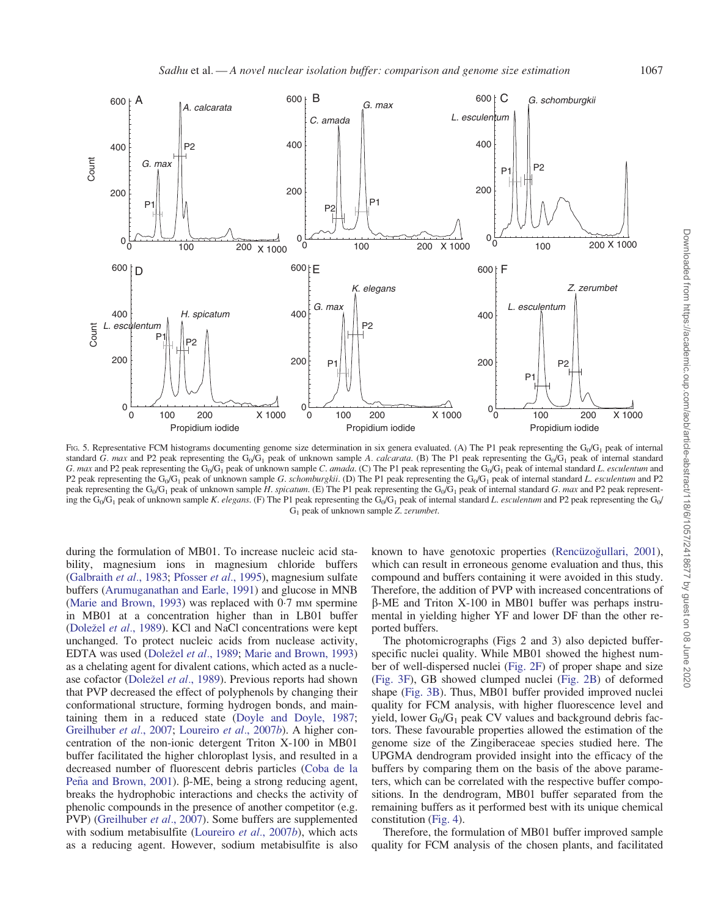Fig. 5. Representative FCM histograms documenting genome size determination in six genera evaluated. (A) The P1 peak representing the $G_0/G_1$ peak of internal standard *G. max* and P2 peak representing the $G_0/G_1$ peak of unknown sample *A. calcarata*. (B) The P1 peak representing the $G_0/G_1$ peak of internal standard *G. max* and P2 peak representing the $G_0/G_1$ peak of unknown sample *C. amada*. (C) The P1 peak representing the $G_0/G_1$ peak of internal standard *L. esculentum* and P2 peak representing the $G_0/G_1$ peak of unknown sample *G. schomburgkii*. (D) The P1 peak representing the $G_0/G_1$ peak of internal standard *L. esculentum* and P2 peak representing the $G_0/G_1$ peak of unknown sample *H. spicatum*. (E) The P1 peak representing the $G_0/G_1$ peak of internal standard *G. max* and P2 peak representing the $G_0/G_1$ peak of unknown sample *K. elegans*. (F) The P1 peak representing the $G_0/G_1$ peak of internal standard *L. esculentum* and P2 peak representing the $G_0/G_1$ peak of unknown sample *Z. zerumbet*.

during the formulation of MB01. To increase nucleic acid stability, magnesium ions in magnesium chloride buffers (Galbraith *et al*., 1983; Pfosser *et al*., 1995), magnesium sulfate buffers (Arumuganathan and Earle, 1991) and glucose in MNB (Marie and Brown, 1993) was replaced with 0·7 mM spermine in MB01 at a concentration higher than in LB01 buffer (Doležel *et al*., 1989). KCl and NaCl concentrations were kept unchanged. To protect nucleic acids from nuclease activity, EDTA was used (Doležel *et al*., 1989; Marie and Brown, 1993) as a chelating agent for divalent cations, which acted as a nuclease cofactor (Doležel *et al*., 1989). Previous reports had shown that PVP decreased the effect of polyphenols by changing their conformational structure, forming hydrogen bonds, and maintaining them in a reduced state (Doyle and Doyle, 1987; Greilhuber *et al*., 2007; Loureiro *et al*., 2007*b*). A higher concentration of the non-ionic detergent Triton X-100 in MB01 buffer facilitated the higher chloroplast lysis, and resulted in a decreased number of fluorescent debris particles (Coba de la Peña and Brown, 2001). β-ME, being a strong reducing agent, breaks the hydrophobic interactions and checks the activity of phenolic compounds in the presence of another competitor (e.g. PVP) (Greilhuber *et al*., 2007). Some buffers are supplemented with sodium metabisulfite (Loureiro *et al*., 2007*b*), which acts as a reducing agent. However, sodium metabisulfite is also known to have genotoxic properties (Rencüzoğullari, 2001), which can result in erroneous genome evaluation and thus, this compound and buffers containing it were avoided in this study. Therefore, the addition of PVP with increased concentrations of β-ME and Triton X-100 in MB01 buffer was perhaps instrumental in yielding higher YF and lower DF than the other reported buffers.

The photomicrographs (Figs 2 and 3) also depicted buffer-specific nuclei quality. While MB01 showed the highest number of well-dispersed nuclei (Fig. 2F) of proper shape and size (Fig. 3F), GB showed clumped nuclei (Fig. 2B) of deformed shape (Fig. 3B). Thus, MB01 buffer provided improved nuclei quality for FCM analysis, with higher fluorescence level and yield, lower $G_0/G_1$ peak CV values and background debris factors. These favourable properties allowed the estimation of the genome size of the Zingiberaceae species studied here. The UPGMA dendrogram provided insight into the efficacy of the buffers by comparing them on the basis of the above parameters, which can be correlated with the respective buffer compositions. In the dendrogram, MB01 buffer separated from the remaining buffers as it performed best with its unique chemical constitution (Fig. 4).

Therefore, the formulation of MB01 buffer improved sample quality for FCM analysis of the chosen plants, and facilitated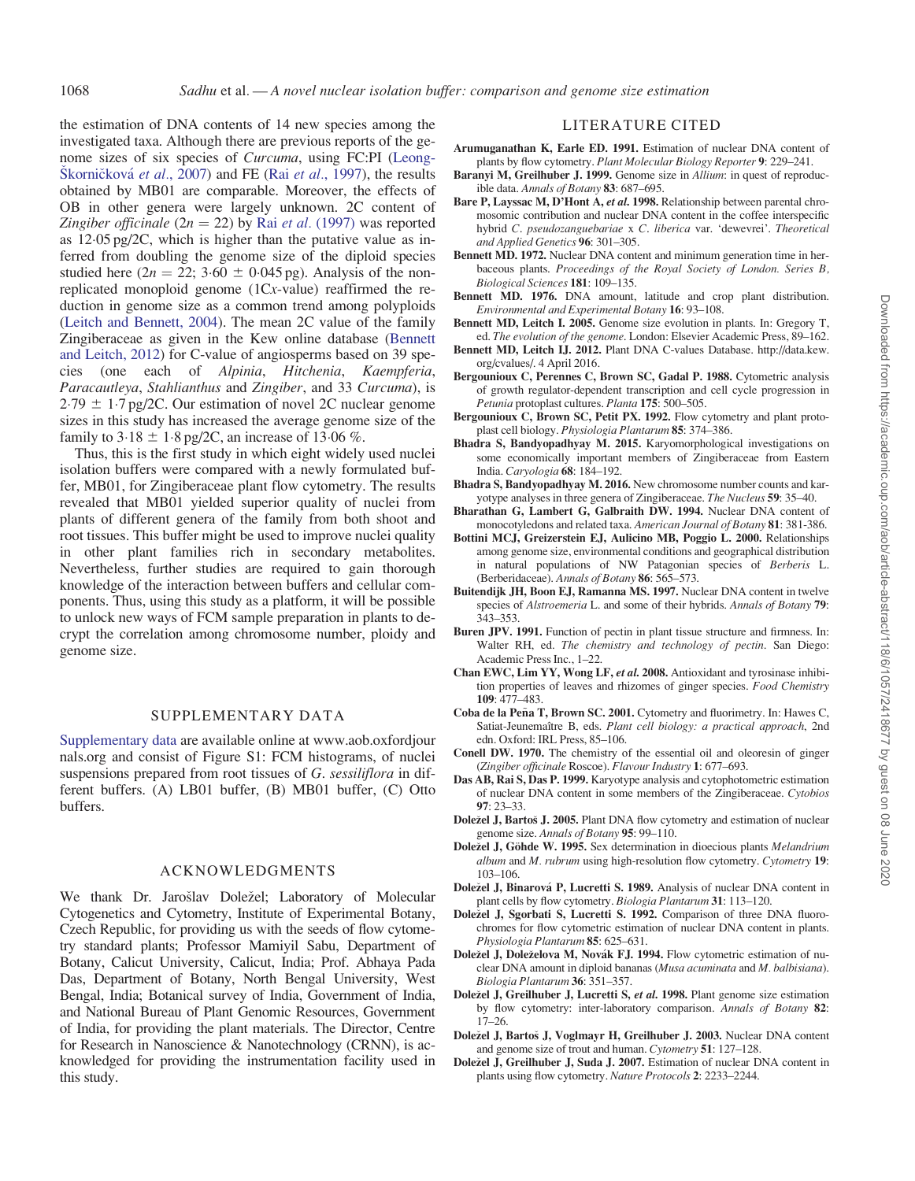the estimation of DNA contents of 14 new species among the investigated taxa. Although there are previous reports of the genome sizes of six species of *Curcuma*, using FC:PI (Leong-Škorničková *et al*., 2007) and FE (Rai *et al*., 1997), the results obtained by MB01 are comparable. Moreover, the effects of OB in other genera were largely unknown. 2C content of *Zingiber officinale* ($2n = 22$) by Rai *et al*. (1997) was reported as 12·05 pg/2C, which is higher than the putative value as inferred from doubling the genome size of the diploid species studied here ($2n = 22$; $3{\cdot}60 \pm 0{\cdot}045$ pg). Analysis of the non-replicated monoploid genome (1C*x*-value) reaffirmed the reduction in genome size as a common trend among polyploids (Leitch and Bennett, 2004). The mean 2C value of the family Zingiberaceae as given in the Kew online database (Bennett and Leitch, 2012) for C-value of angiosperms based on 39 species (one each of *Alpinia*, *Hitchenia*, *Kaempferia*, *Paracautleya*, *Stahlianthus* and *Zingiber*, and 33 *Curcuma*), is $2{\cdot}79 \pm 1{\cdot}7$ pg/2C. Our estimation of novel 2C nuclear genome sizes in this study has increased the average genome size of the family to $3{\cdot}18 \pm 1{\cdot}8$ pg/2C, an increase of 13·06 %.

Thus, this is the first study in which eight widely used nuclei isolation buffers were compared with a newly formulated buffer, MB01, for Zingiberaceae plant flow cytometry. The results revealed that MB01 yielded superior quality of nuclei from plants of different genera of the family from both shoot and root tissues. This buffer might be used to improve nuclei quality in other plant families rich in secondary metabolites. Nevertheless, further studies are required to gain thorough knowledge of the interaction between buffers and cellular components. Thus, using this study as a platform, it will be possible to unlock new ways of FCM sample preparation in plants to decrypt the correlation among chromosome number, ploidy and genome size.

## SUPPLEMENTARY DATA

Supplementary data are available online at www.aob.oxfordjournals.org and consist of Figure S1: FCM histograms, of nuclei suspensions prepared from root tissues of *G. sessiliflora* in different buffers. (A) LB01 buffer, (B) MB01 buffer, (C) Otto buffers.

## ACKNOWLEDGMENTS

We thank Dr. Jarošlav Doležel; Laboratory of Molecular Cytogenetics and Cytometry, Institute of Experimental Botany, Czech Republic, for providing us with the seeds of flow cytometry standard plants; Professor Mamiyil Sabu, Department of Botany, Calicut University, Calicut, India; Prof. Abhaya Pada Das, Department of Botany, North Bengal University, West Bengal, India; Botanical survey of India, Government of India, and National Bureau of Plant Genomic Resources, Government of India, for providing the plant materials. The Director, Centre for Research in Nanoscience & Nanotechnology (CRNN), is acknowledged for providing the instrumentation facility used in this study.

## LITERATURE CITED

**Arumuganathan K, Earle ED. 1991.** Estimation of nuclear DNA content of plants by flow cytometry. *Plant Molecular Biology Reporter* **9**: 229–241.

**Baranyi M, Greilhuber J. 1999.** Genome size in *Allium*: in quest of reproducible data. *Annals of Botany* **83**: 687–695.

**Bare P, Layssac M, D'Hont A, *et al.* 1998.** Relationship between parental chromosomic contribution and nuclear DNA content in the coffee interspecific hybrid *C. pseudozanguebariae* x *C. liberica* var. 'dewevrei'. *Theoretical and Applied Genetics* **96**: 301–305.

**Bennett MD. 1972.** Nuclear DNA content and minimum generation time in herbaceous plants. *Proceedings of the Royal Society of London. Series B, Biological Sciences* **181**: 109–135.

**Bennett MD. 1976.** DNA amount, latitude and crop plant distribution. *Environmental and Experimental Botany* **16**: 93–108.

**Bennett MD, Leitch I. 2005.** Genome size evolution in plants. In: Gregory T, ed. *The evolution of the genome*. London: Elsevier Academic Press, 89–162.

**Bennett MD, Leitch IJ. 2012.** Plant DNA C-values Database. http://data.kew.org/cvalues/. 4 April 2016.

**Bergounioux C, Perennes C, Brown SC, Gadal P. 1988.** Cytometric analysis of growth regulator-dependent transcription and cell cycle progression in *Petunia* protoplast cultures. *Planta* **175**: 500–505.

**Bergounioux C, Brown SC, Petit PX. 1992.** Flow cytometry and plant protoplast cell biology. *Physiologia Plantarum* **85**: 374–386.

**Bhadra S, Bandyopadhyay M. 2015.** Karyomorphological investigations on some economically important members of Zingiberaceae from Eastern India. *Caryologia* **68**: 184–192.

**Bhadra S, Bandyopadhyay M. 2016.** New chromosome number counts and karyotype analyses in three genera of Zingiberaceae. *The Nucleus* **59**: 35–40.

**Bharathan G, Lambert G, Galbraith DW. 1994.** Nuclear DNA content of monocotyledons and related taxa. *American Journal of Botany* **81**: 381-386.

**Bottini MCJ, Greizerstein EJ, Aulicino MB, Poggio L. 2000.** Relationships among genome size, environmental conditions and geographical distribution in natural populations of NW Patagonian species of *Berberis* L. (Berberidaceae). *Annals of Botany* **86**: 565–573.

**Buitendijk JH, Boon EJ, Ramanna MS. 1997.** Nuclear DNA content in twelve species of *Alstroemeria* L. and some of their hybrids. *Annals of Botany* **79**: 343–353.

**Buren JPV. 1991.** Function of pectin in plant tissue structure and firmness. In: Walter RH, ed. *The chemistry and technology of pectin*. San Diego: Academic Press Inc., 1–22.

**Chan EWC, Lim YY, Wong LF, *et al.* 2008.** Antioxidant and tyrosinase inhibition properties of leaves and rhizomes of ginger species. *Food Chemistry* **109**: 477–483.

**Coba de la Peña T, Brown SC. 2001.** Cytometry and fluorimetry. In: Hawes C, Satiat-Jeunemaître B, eds. *Plant cell biology: a practical approach*, 2nd edn. Oxford: IRL Press, 85–106.

**Conell DW. 1970.** The chemistry of the essential oil and oleoresin of ginger (*Zingiber officinale* Roscoe). *Flavour Industry* **1**: 677–693.

**Das AB, Rai S, Das P. 1999.** Karyotype analysis and cytophotometric estimation of nuclear DNA content in some members of the Zingiberaceae. *Cytobios* **97**: 23–33.

**Doležel J, Bartoš J. 2005.** Plant DNA flow cytometry and estimation of nuclear genome size. *Annals of Botany* **95**: 99–110.

**Doležel J, Göhde W. 1995.** Sex determination in dioecious plants *Melandrium album* and *M. rubrum* using high-resolution flow cytometry. *Cytometry* **19**: 103–106.

**Doležel J, Binarová P, Lucretti S. 1989.** Analysis of nuclear DNA content in plant cells by flow cytometry. *Biologia Plantarum* **31**: 113–120.

**Doležel J, Sgorbati S, Lucretti S. 1992.** Comparison of three DNA fluorochromes for flow cytometric estimation of nuclear DNA content in plants. *Physiologia Plantarum* **85**: 625–631.

**Doležel J, Doleželova M, Novák FJ. 1994.** Flow cytometric estimation of nuclear DNA amount in diploid bananas (*Musa acuminata* and *M. balbisiana*). *Biologia Plantarum* **36**: 351–357.

**Doležel J, Greilhuber J, Lucretti S, *et al.* 1998.** Plant genome size estimation by flow cytometry: inter-laboratory comparison. *Annals of Botany* **82**: 17–26.

**Doležel J, Bartoš J, Voglmayr H, Greilhuber J. 2003.** Nuclear DNA content and genome size of trout and human. *Cytometry* **51**: 127–128.

**Doležel J, Greilhuber J, Suda J. 2007.** Estimation of nuclear DNA content in plants using flow cytometry. *Nature Protocols* **2**: 2233–2244.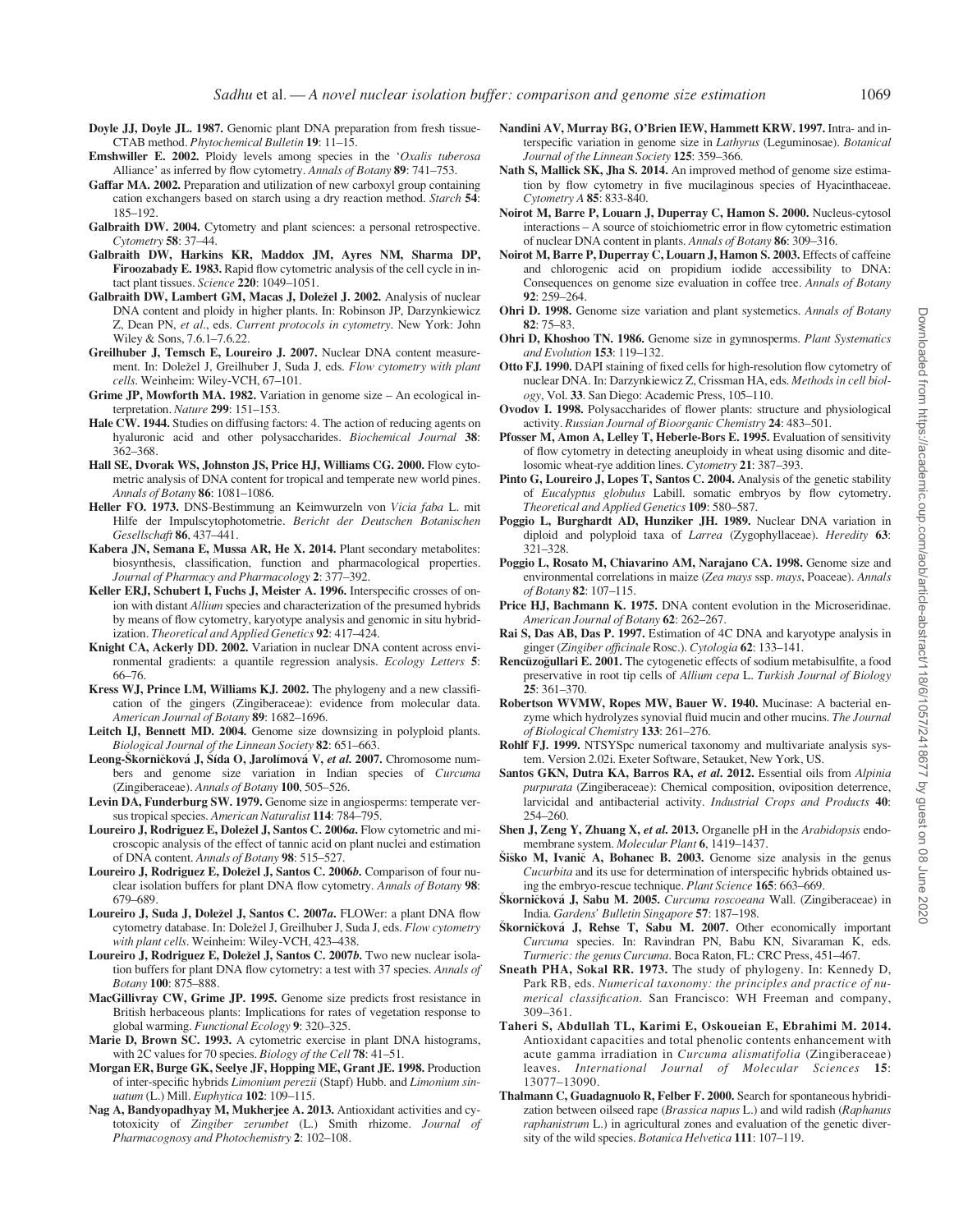**Doyle JJ, Doyle JL. 1987.** Genomic plant DNA preparation from fresh tissue-CTAB method. *Phytochemical Bulletin* **19**: 11–15.

**Emshwiller E. 2002.** Ploidy levels among species in the '*Oxalis tuberosa* Alliance' as inferred by flow cytometry. *Annals of Botany* **89**: 741–753.

**Gaffar MA. 2002.** Preparation and utilization of new carboxyl group containing cation exchangers based on starch using a dry reaction method. *Starch* **54**: 185–192.

**Galbraith DW. 2004.** Cytometry and plant sciences: a personal retrospective. *Cytometry* **58**: 37–44.

**Galbraith DW, Harkins KR, Maddox JM, Ayres NM, Sharma DP, Firoozabady E. 1983.** Rapid flow cytometric analysis of the cell cycle in intact plant tissues. *Science* **220**: 1049–1051.

**Galbraith DW, Lambert GM, Macas J, Doležel J. 2002.** Analysis of nuclear DNA content and ploidy in higher plants. In: Robinson JP, Darzynkiewicz Z, Dean PN, *et al*., eds. *Current protocols in cytometry*. New York: John Wiley & Sons, 7.6.1–7.6.22.

**Greilhuber J, Temsch E, Loureiro J. 2007.** Nuclear DNA content measurement. In: Doležel J, Greilhuber J, Suda J, eds. *Flow cytometry with plant cells*. Weinheim: Wiley-VCH, 67–101.

**Grime JP, Mowforth MA. 1982.** Variation in genome size – An ecological interpretation. *Nature* **299**: 151–153.

**Hale CW. 1944.** Studies on diffusing factors: 4. The action of reducing agents on hyaluronic acid and other polysaccharides. *Biochemical Journal* **38**: 362–368.

**Hall SE, Dvorak WS, Johnston JS, Price HJ, Williams CG. 2000.** Flow cytometric analysis of DNA content for tropical and temperate new world pines. *Annals of Botany* **86**: 1081–1086.

**Heller FO. 1973.** DNS-Bestimmung an Keimwurzeln von *Vicia faba* L. mit Hilfe der Impulscytophotometrie. *Bericht der Deutschen Botanischen Gesellschaft* **86**, 437–441.

**Kabera JN, Semana E, Mussa AR, He X. 2014.** Plant secondary metabolites: biosynthesis, classification, function and pharmacological properties. *Journal of Pharmacy and Pharmacology* **2**: 377–392.

**Keller ERJ, Schubert I, Fuchs J, Meister A. 1996.** Interspecific crosses of onion with distant *Allium* species and characterization of the presumed hybrids by means of flow cytometry, karyotype analysis and genomic in situ hybridization. *Theoretical and Applied Genetics* **92**: 417–424.

**Knight CA, Ackerly DD. 2002.** Variation in nuclear DNA content across environmental gradients: a quantile regression analysis. *Ecology Letters* **5**: 66–76.

**Kress WJ, Prince LM, Williams KJ. 2002.** The phylogeny and a new classification of the gingers (Zingiberaceae): evidence from molecular data. *American Journal of Botany* **89**: 1682–1696.

**Leitch IJ, Bennett MD. 2004.** Genome size downsizing in polyploid plants. *Biological Journal of the Linnean Society* **82**: 651–663.

**Leong-Škorničková J, Šída O, Jarolímová V, *et al.* 2007.** Chromosome numbers and genome size variation in Indian species of *Curcuma* (Zingiberaceae). *Annals of Botany* **100**, 505–526.

**Levin DA, Funderburg SW. 1979.** Genome size in angiosperms: temperate versus tropical species. *American Naturalist* **114**: 784–795.

**Loureiro J, Rodriguez E, Doležel J, Santos C. 2006*a*.** Flow cytometric and microscopic analysis of the effect of tannic acid on plant nuclei and estimation of DNA content. *Annals of Botany* **98**: 515–527.

**Loureiro J, Rodriguez E, Doležel J, Santos C. 2006*b*.** Comparison of four nuclear isolation buffers for plant DNA flow cytometry. *Annals of Botany* **98**: 679–689.

**Loureiro J, Suda J, Doležel J, Santos C. 2007*a*.** FLOWer: a plant DNA flow cytometry database. In: Doležel J, Greilhuber J, Suda J, eds. *Flow cytometry with plant cells*. Weinheim: Wiley-VCH, 423–438.

**Loureiro J, Rodriguez E, Doležel J, Santos C. 2007*b*.** Two new nuclear isolation buffers for plant DNA flow cytometry: a test with 37 species. *Annals of Botany* **100**: 875–888.

**MacGillivray CW, Grime JP. 1995.** Genome size predicts frost resistance in British herbaceous plants: Implications for rates of vegetation response to global warming. *Functional Ecology* **9**: 320–325.

**Marie D, Brown SC. 1993.** A cytometric exercise in plant DNA histograms, with 2C values for 70 species. *Biology of the Cell* **78**: 41–51.

**Morgan ER, Burge GK, Seelye JF, Hopping ME, Grant JE. 1998.** Production of inter-specific hybrids *Limonium perezii* (Stapf) Hubb. and *Limonium sinuatum* (L.) Mill. *Euphytica* **102**: 109–115.

**Nag A, Bandyopadhyay M, Mukherjee A. 2013.** Antioxidant activities and cytotoxicity of *Zingiber zerumbet* (L.) Smith rhizome. *Journal of Pharmacognosy and Photochemistry* **2**: 102–108.

**Nandini AV, Murray BG, O'Brien IEW, Hammett KRW. 1997.** Intra- and interspecific variation in genome size in *Lathyrus* (Leguminosae). *Botanical Journal of the Linnean Society* **125**: 359–366.

**Nath S, Mallick SK, Jha S. 2014.** An improved method of genome size estimation by flow cytometry in five mucilaginous species of Hyacinthaceae. *Cytometry A* **85**: 833-840.

**Noirot M, Barre P, Louarn J, Duperray C, Hamon S. 2000.** Nucleus-cytosol interactions – A source of stoichiometric error in flow cytometric estimation of nuclear DNA content in plants. *Annals of Botany* **86**: 309–316.

**Noirot M, Barre P, Duperray C, Louarn J, Hamon S. 2003.** Effects of caffeine and chlorogenic acid on propidium iodide accessibility to DNA: Consequences on genome size evaluation in coffee tree. *Annals of Botany* **92**: 259–264.

**Ohri D. 1998.** Genome size variation and plant systematics. *Annals of Botany* **82**: 75–83.

**Ohri D, Khoshoo TN. 1986.** Genome size in gymnosperms. *Plant Systematics and Evolution* **153**: 119–132.

**Otto FJ. 1990.** DAPI staining of fixed cells for high-resolution flow cytometry of nuclear DNA. In: Darzynkiewicz Z, Crissman HA, eds. *Methods in cell biology*, Vol. **33**. San Diego: Academic Press, 105–110.

**Ovodov I. 1998.** Polysaccharides of flower plants: structure and physiological activity. *Russian Journal of Bioorganic Chemistry* **24**: 483–501.

**Pfosser M, Amon A, Lelley T, Heberle-Bors E. 1995.** Evaluation of sensitivity of flow cytometry in detecting aneuploidy in wheat using disomic and ditelosomic wheat-rye addition lines. *Cytometry* **21**: 387–393.

**Pinto G, Loureiro J, Lopes T, Santos C. 2004.** Analysis of the genetic stability of *Eucalyptus globulus* Labill. somatic embryos by flow cytometry. *Theoretical and Applied Genetics* **109**: 580–587.

**Poggio L, Burghardt AD, Hunziker JH. 1989.** Nuclear DNA variation in diploid and polyploid taxa of *Larrea* (Zygophyllaceae). *Heredity* **63**: 321–328.

**Poggio L, Rosato M, Chiavarino AM, Narajano CA. 1998.** Genome size and environmental correlations in maize (*Zea mays* ssp. *mays*, Poaceae). *Annals of Botany* **82**: 107–115.

**Price HJ, Bachmann K. 1975.** DNA content evolution in the Microseridinae. *American Journal of Botany* **62**: 262–267.

**Rai S, Das AB, Das P. 1997.** Estimation of 4C DNA and karyotype analysis in ginger (*Zingiber officinale* Rosc.). *Cytologia* **62**: 133–141.

**Rencüzoğullari E. 2001.** The cytogenetic effects of sodium metabisulfite, a food preservative in root tip cells of *Allium cepa* L. *Turkish Journal of Biology* **25**: 361–370.

**Robertson WVMW, Ropes MW, Bauer W. 1940.** Mucinase: A bacterial enzyme which hydrolyzes synovial fluid mucin and other mucins. *The Journal of Biological Chemistry* **133**: 261–276.

**Rohlf FJ. 1999.** NTSYSpc numerical taxonomy and multivariate analysis system. Version 2.02i. Exeter Software, Setauket, New York, US.

**Santos GKN, Dutra KA, Barros RA, *et al*. 2012.** Essential oils from *Alpinia purpurata* (Zingiberaceae): Chemical composition, oviposition deterrence, larvicidal and antibacterial activity. *Industrial Crops and Products* **40**: 254–260.

**Shen J, Zeng Y, Zhuang X, *et al*. 2013.** Organelle pH in the *Arabidopsis* endomembrane system. *Molecular Plant* **6**, 1419–1437.

**Šiško M, Ivanič A, Bohanec B. 2003.** Genome size analysis in the genus *Cucurbita* and its use for determination of interspecific hybrids obtained using the embryo-rescue technique. *Plant Science* **165**: 663–669.

**Škorničková J. 2005.** *Curcuma roscoeana* Wall. (Zingiberaceae) in India. *Gardens' Bulletin Singapore* **57**: 187–198.

**Škorničková J, Rehse T, Sabu M. 2007.** Other economically important *Curcuma* species. In: Ravindran PN, Babu KN, Sivaraman K, eds. *Turmeric: the genus Curcuma*. Boca Raton, FL: CRC Press, 451–467.

**Sneath PHA, Sokal RR. 1973.** The study of phylogeny. In: Kennedy D, Park RB, eds. *Numerical taxonomy: the principles and practice of numerical classification*. San Francisco: WH Freeman and company, 309–361.

**Taheri S, Abdullah TL, Karimi E, Oskoueian E, Ebrahimi M. 2014.** Antioxidant capacities and total phenolic contents enhancement with acute gamma irradiation in *Curcuma alismatifolia* (Zingiberaceae) leaves. *International Journal of Molecular Sciences* **15**: 13077–13090.

**Thalmann C, Guadagnuolo R, Felber F. 2000.** Search for spontaneous hybridization between oilseed rape (*Brassica napus* L.) and wild radish (*Raphanus raphanistrum* L.) in agricultural zones and evaluation of the genetic diversity of the wild species. *Botanica Helvetica* **111**: 107–119.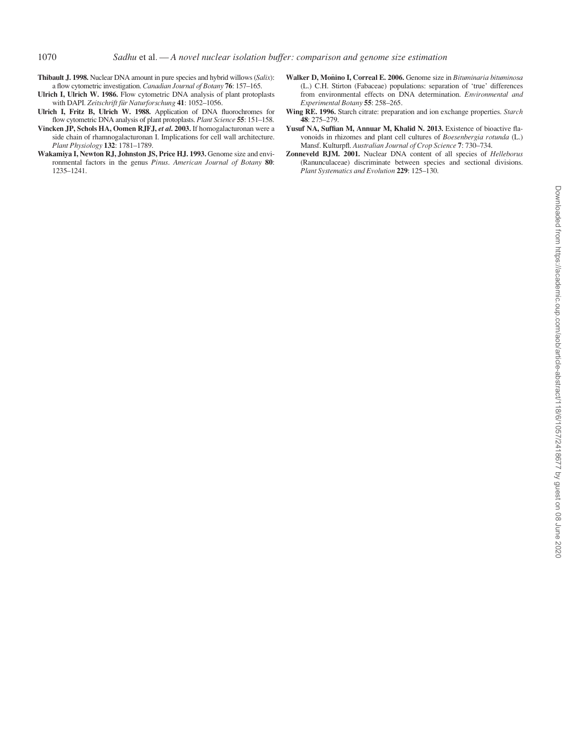**Thibault J. 1998.** Nuclear DNA amount in pure species and hybrid willows (*Salix*): a flow cytometric investigation. *Canadian Journal of Botany* **76**: 157–165.

**Ulrich I, Ulrich W. 1986.** Flow cytometric DNA analysis of plant protoplasts with DAPI. *Zeitschrift für Naturforschung* **41**: 1052–1056.

**Ulrich I, Fritz B, Ulrich W. 1988.** Application of DNA fluorochromes for flow cytometric DNA analysis of plant protoplasts. *Plant Science* **55**: 151–158.

**Vincken JP, Schols HA, Oomen RJFJ, *et al.* 2003.** If homogalacturonan were a side chain of rhamnogalacturonan I. Implications for cell wall architecture. *Plant Physiology* **132**: 1781–1789.

**Wakamiya I, Newton RJ, Johnston JS, Price HJ. 1993.** Genome size and environmental factors in the genus *Pinus*. *American Journal of Botany* **80**: 1235–1241.

**Walker D, Moñino I, Correal E. 2006.** Genome size in *Bituminaria bituminosa* (L.) C.H. Stirton (Fabaceae) populations: separation of 'true' differences from environmental effects on DNA determination. *Environmental and Experimental Botany* **55**: 258–265.

**Wing RE. 1996.** Starch citrate: preparation and ion exchange properties. *Starch* **48**: 275–279.

**Yusuf NA, Suffian M, Annuar M, Khalid N. 2013.** Existence of bioactive flavonoids in rhizomes and plant cell cultures of *Boesenbergia rotunda* (L.) Mansf. Kulturpfl. *Australian Journal of Crop Science* **7**: 730–734.

**Zonneveld BJM. 2001.** Nuclear DNA content of all species of *Helleborus* (Ranunculaceae) discriminate between species and sectional divisions. *Plant Systematics and Evolution* **229**: 125–130.